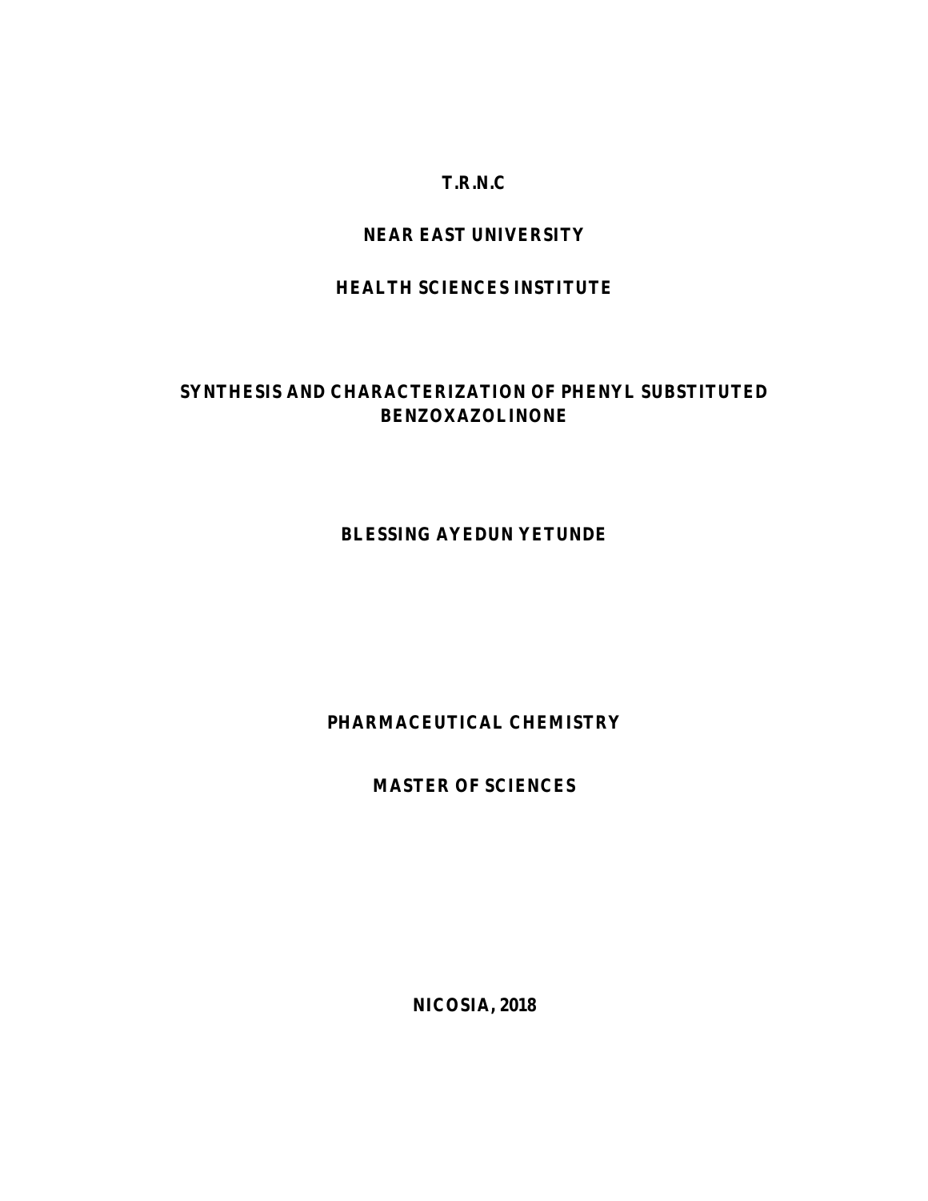**T.R.N.C**

**NEAR EAST UNIVERSITY**

**HEALTH SCIENCES INSTITUTE**

# SYNTHESIS AND CHARACTERIZATION OF PHENYL SUBSTITUTED BENZOXAZOLINONE

**BLESSING AYEDUN YETUNDE**

**PHARMACEUTICAL CHEMISTRY**

**MASTER OF SCIENCES**

**NICOSIA, 2018**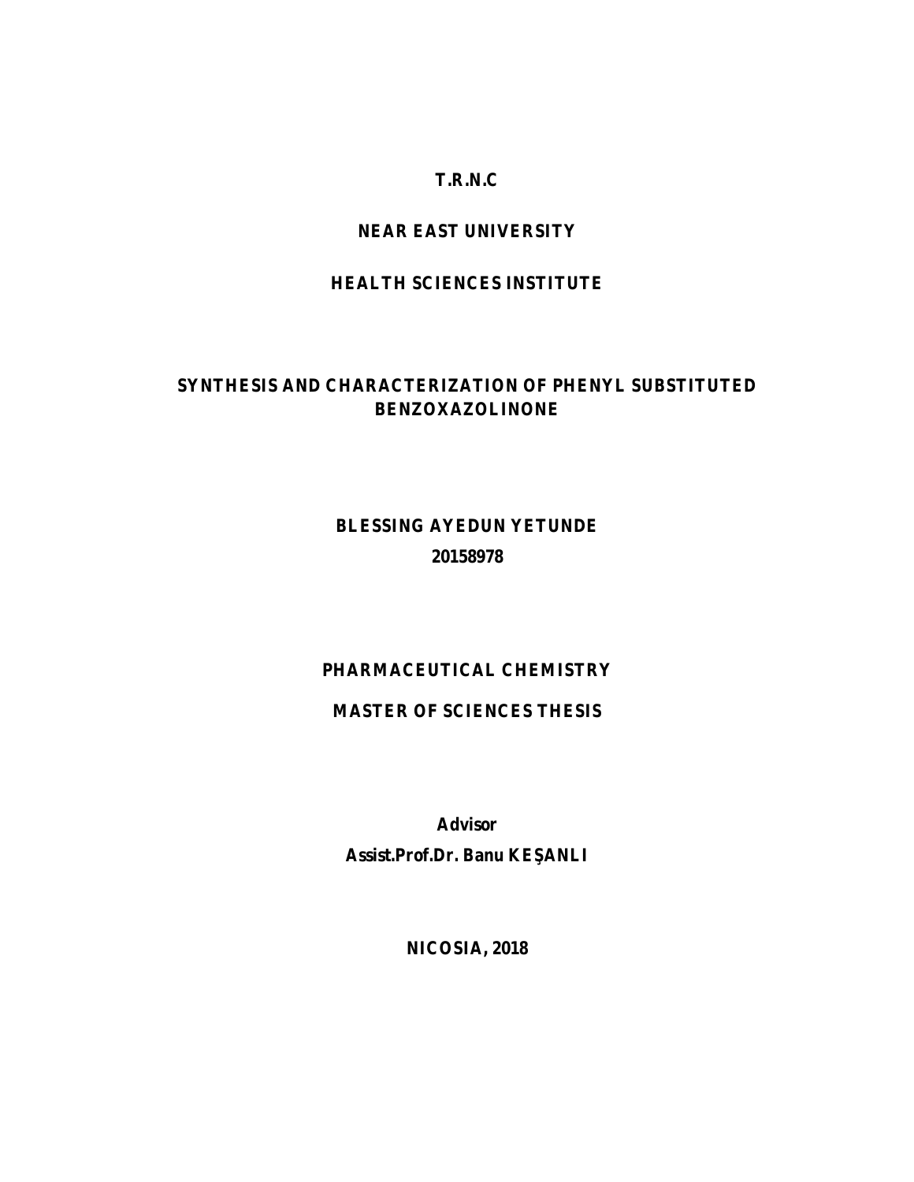**T.R.N.C**

**NEAR EAST UNIVERSITY**

**HEALTH SCIENCES INSTITUTE**

# SYNTHESIS AND CHARACTERIZATION OF PHENYL SUBSTITUTED BENZOXAZOLINONE

**BLESSING AYEDUN YETUNDE**

**20158978**

**PHARMACEUTICAL CHEMISTRY**

**MASTER OF SCIENCES THESIS**

**Advisor**

**Assist.Prof.Dr. Banu KEŞANLI**

**NICOSIA, 2018**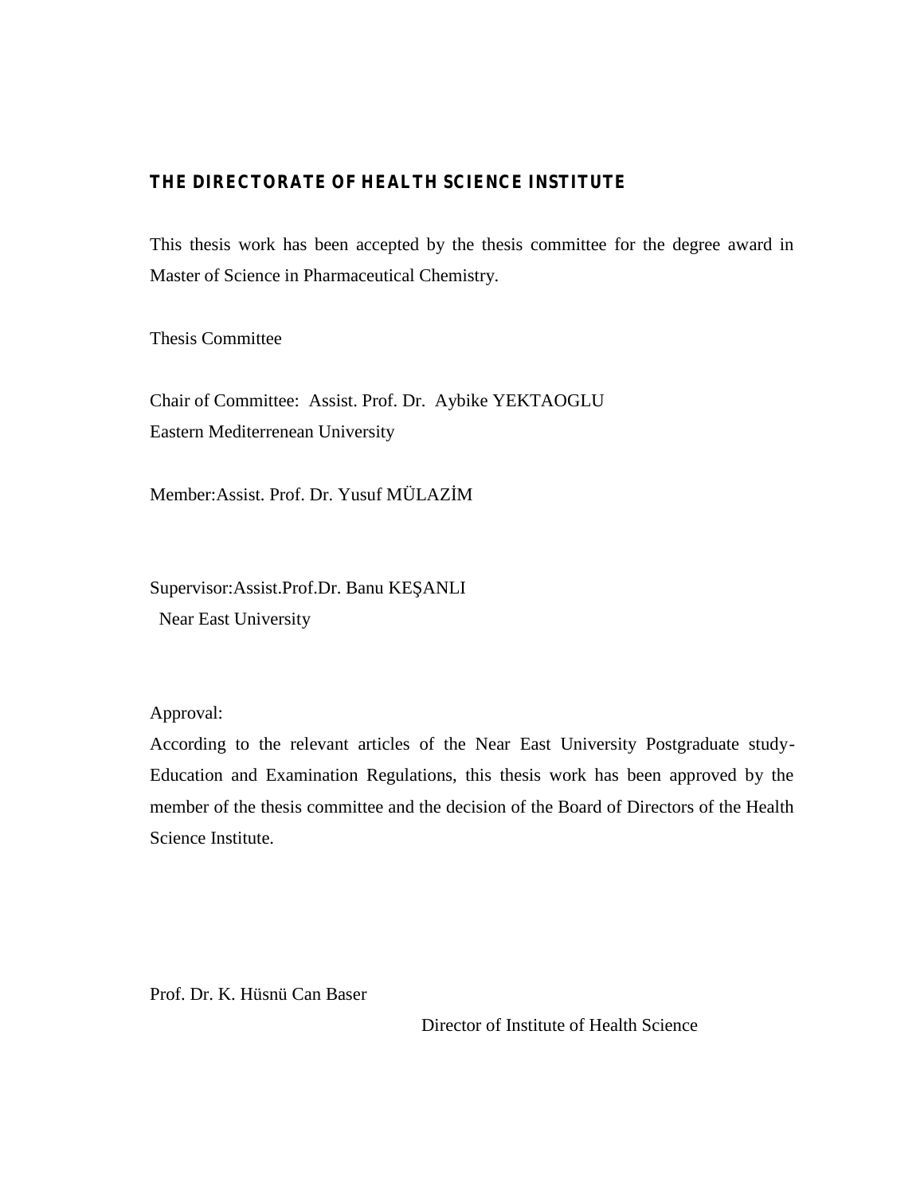## THE DIRECTORATE OF HEALTH SCIENCE INSTITUTE

This thesis work has been accepted by the thesis committee for the degree award in Master of Science in Pharmaceutical Chemistry.

Thesis Committee

Chair of Committee: Assist. Prof. Dr. Aybike YEKTAOGLU
Eastern Mediterrenean University

Member:Assist. Prof. Dr. Yusuf MÜLAZİM

Supervisor:Assist.Prof.Dr. Banu KEŞANLI
Near East University

Approval:
According to the relevant articles of the Near East University Postgraduate study-Education and Examination Regulations, this thesis work has been approved by the member of the thesis committee and the decision of the Board of Directors of the Health Science Institute.

Prof. Dr. K. Hüsnü Can Baser
Director of Institute of Health Science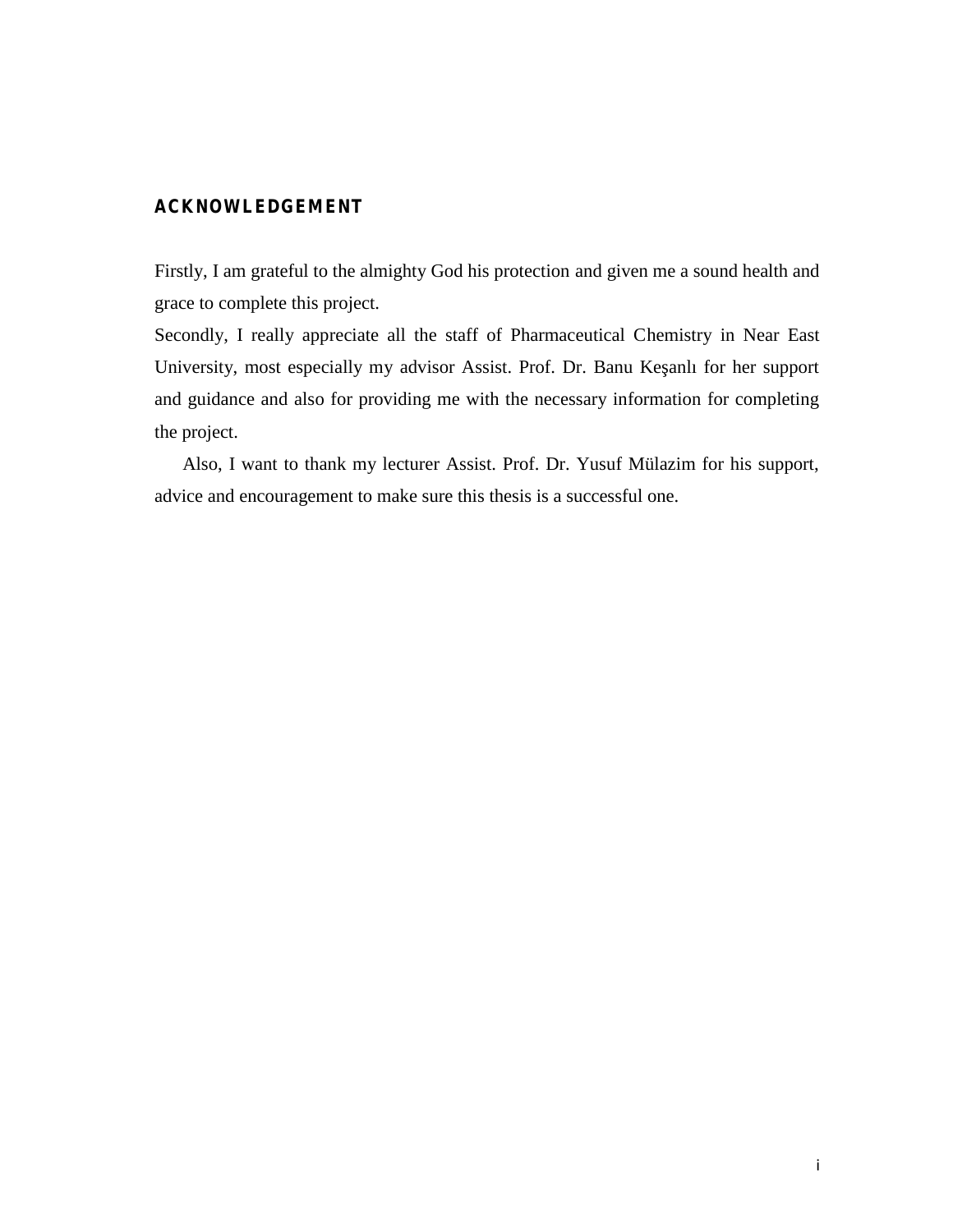## ACKNOWLEDGEMENT

Firstly, I am grateful to the almighty God his protection and given me a sound health and grace to complete this project.

Secondly, I really appreciate all the staff of Pharmaceutical Chemistry in Near East University, most especially my advisor Assist. Prof. Dr. Banu Keşanlı for her support and guidance and also for providing me with the necessary information for completing the project.

Also, I want to thank my lecturer Assist. Prof. Dr. Yusuf Mülazim for his support, advice and encouragement to make sure this thesis is a successful one.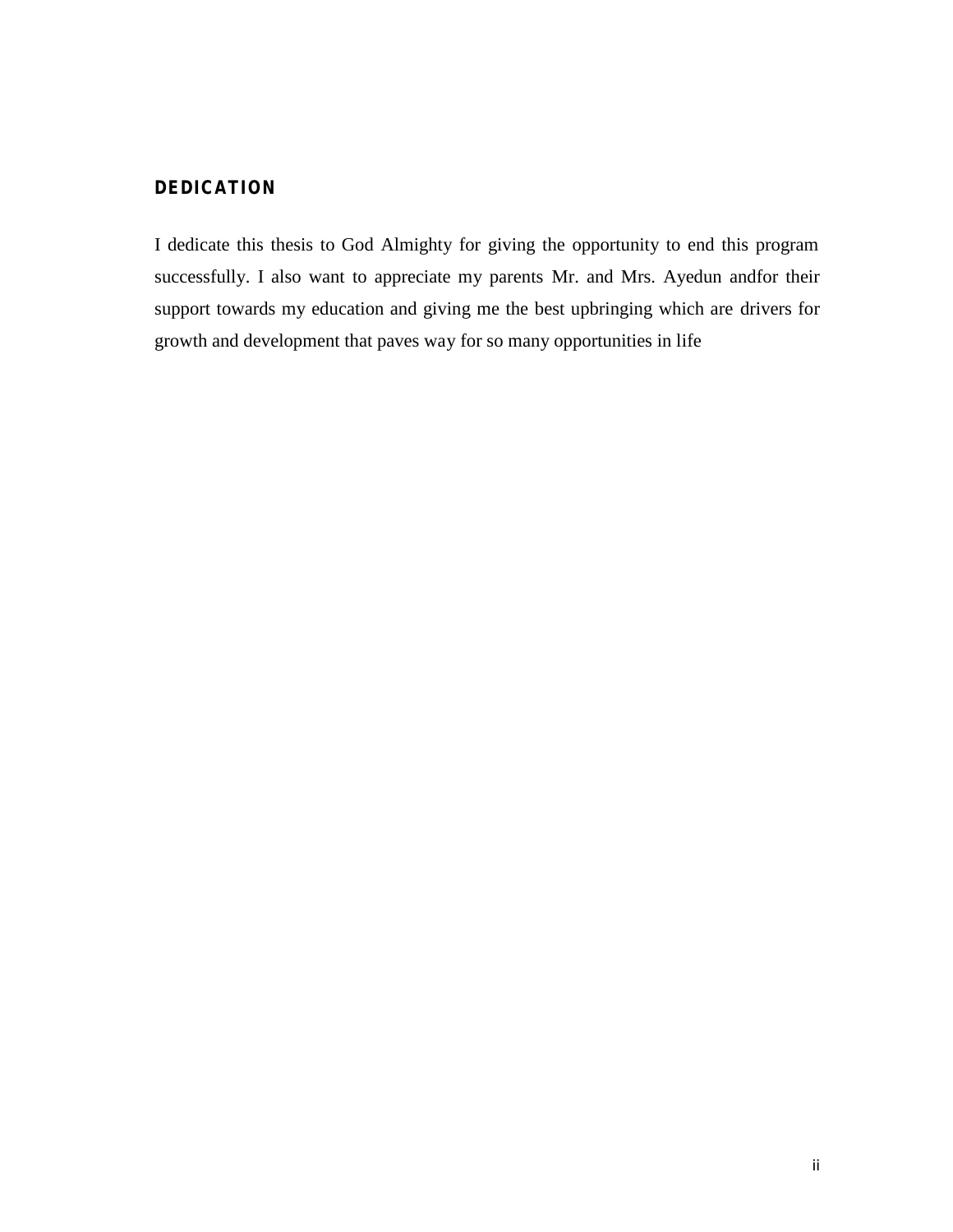## DEDICATION

I dedicate this thesis to God Almighty for giving the opportunity to end this program successfully. I also want to appreciate my parents Mr. and Mrs. Ayedun andfor their support towards my education and giving me the best upbringing which are drivers for growth and development that paves way for so many opportunities in life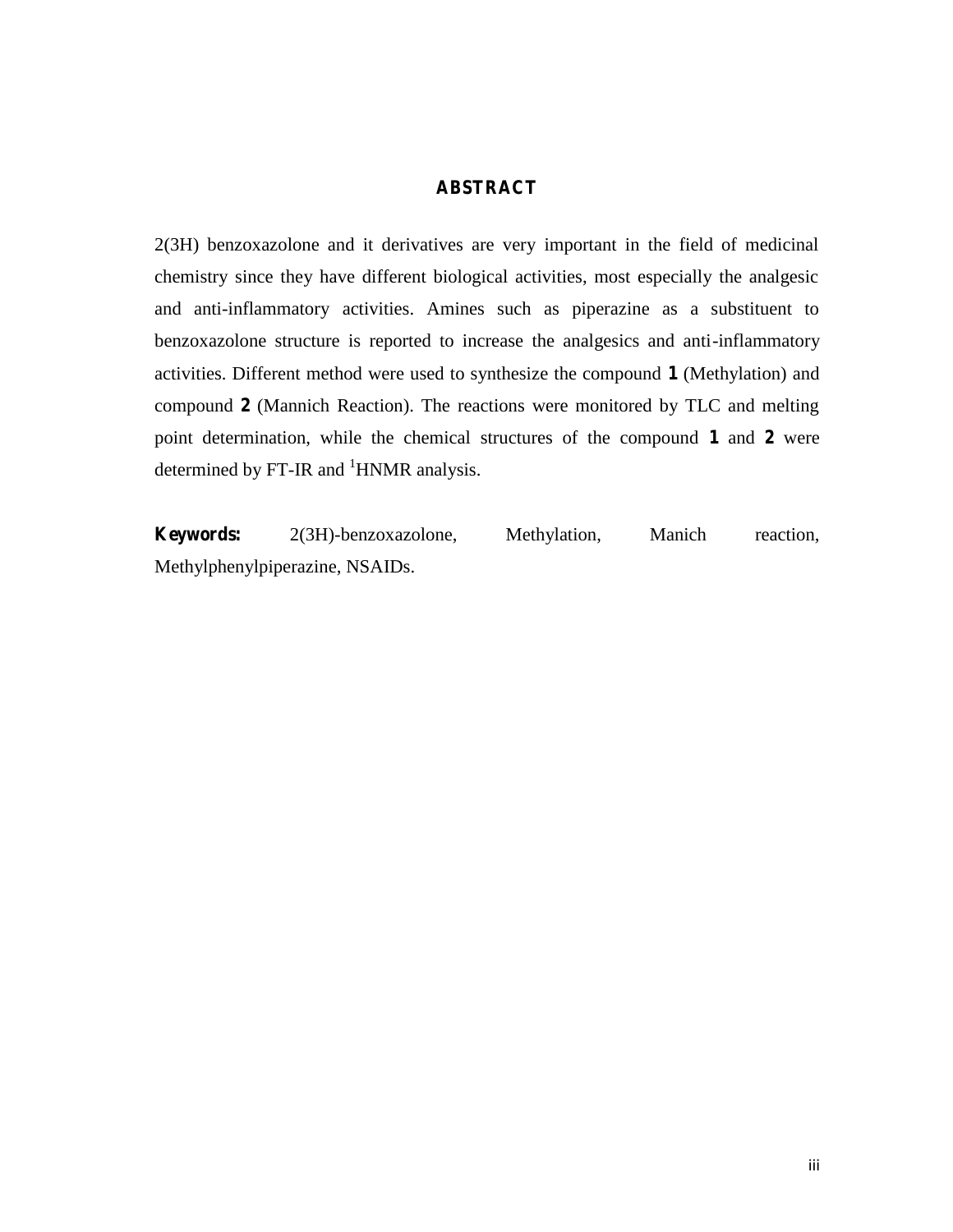# ABSTRACT

2(3H) benzoxazolone and it derivatives are very important in the field of medicinal chemistry since they have different biological activities, most especially the analgesic and anti-inflammatory activities. Amines such as piperazine as a substituent to benzoxazolone structure is reported to increase the analgesics and anti-inflammatory activities. Different method were used to synthesize the compound **1** (Methylation) and compound **2** (Mannich Reaction). The reactions were monitored by TLC and melting point determination, while the chemical structures of the compound **1** and **2** were determined by FT-IR and $^1$HNMR analysis.

**Keywords:** 2(3H)-benzoxazolone, Methylation, Manich reaction, Methylphenylpiperazine, NSAIDs.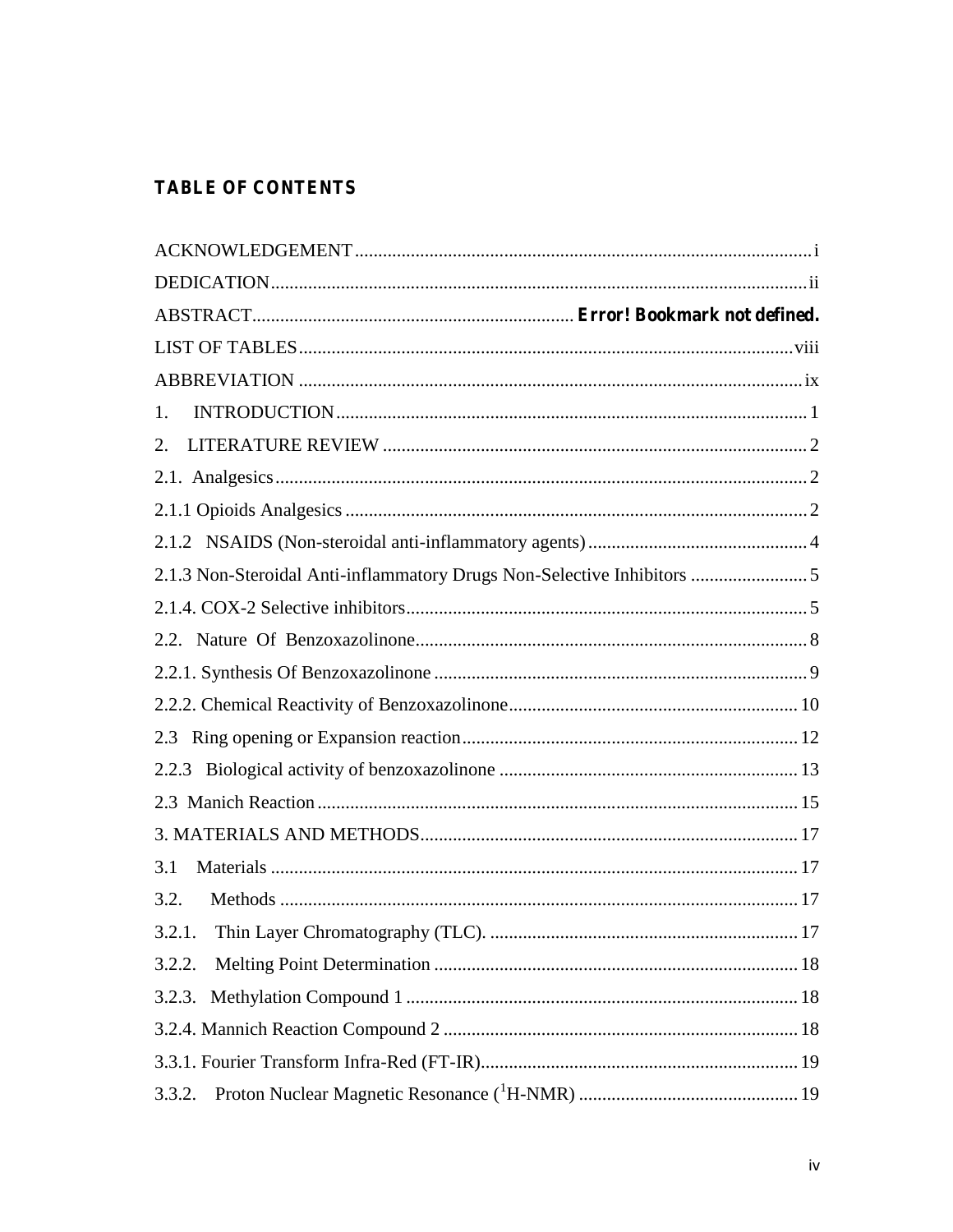## TABLE OF CONTENTS

ACKNOWLEDGEMENT ........................................................................................ i

DEDICATION .................................................................................................. ii

ABSTRACT ...................................................................... **Error! Bookmark not defined.**

LIST OF TABLES ......................................................................................... viii

ABBREVIATION ............................................................................................ ix

1. INTRODUCTION ........................................................................................ 1

2. LITERATURE REVIEW ............................................................................... 2

2.1. Analgesics ................................................................................................. 2

2.1.1 Opioids Analgesics ................................................................................... 2

2.1.2 NSAIDS (Non-steroidal anti-inflammatory agents) ........................................ 4

2.1.3 Non-Steroidal Anti-inflammatory Drugs Non-Selective Inhibitors ........................ 5

2.1.4. COX-2 Selective inhibitors ......................................................................... 5

2.2. Nature Of Benzoxazolinone .......................................................................... 8

2.2.1. Synthesis Of Benzoxazolinone .................................................................... 9

2.2.2. Chemical Reactivity of Benzoxazolinone ...................................................... 10

2.3 Ring opening or Expansion reaction ................................................................ 12

2.2.3 Biological activity of benzoxazolinone ......................................................... 13

2.3 Manich Reaction ........................................................................................ 15

3. MATERIALS AND METHODS ...................................................................... 17

3.1 Materials .................................................................................................... 17

3.2. Methods .................................................................................................... 17

3.2.1. Thin Layer Chromatography (TLC). ............................................................ 17

3.2.2. Melting Point Determination ........................................................................ 18

3.2.3. Methylation Compound 1 ............................................................................ 18

3.2.4. Mannich Reaction Compound 2 ................................................................... 18

3.3.1. Fourier Transform Infra-Red (FT-IR) ........................................................... 19

3.3.2. Proton Nuclear Magnetic Resonance ($^1$H-NMR) ............................................. 19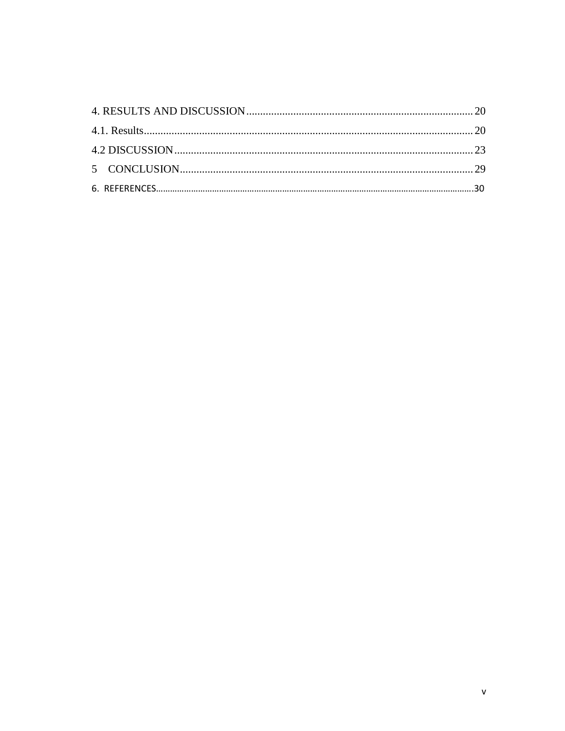4. RESULTS AND DISCUSSION.................................................................................. 20

4.1. Results...................................................................................................................... 20

4.2 DISCUSSION............................................................................................................ 23

5 CONCLUSION.......................................................................................................... 29

6. REFERENCES.............................................................................................................................................30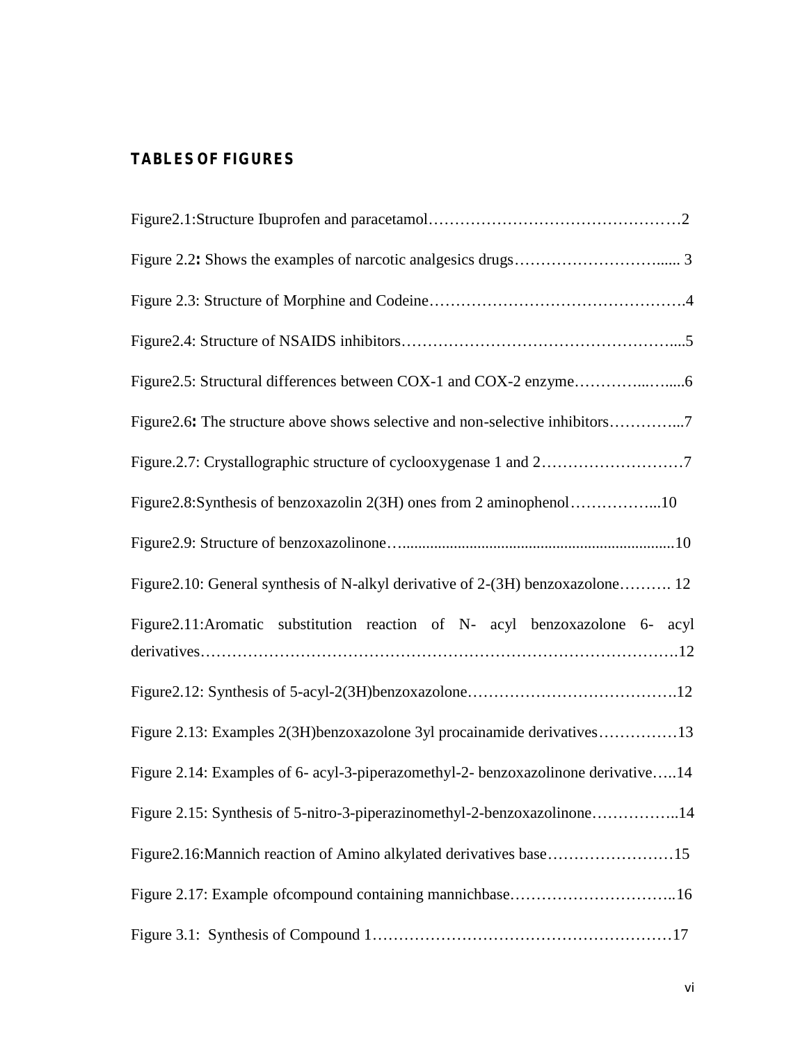## TABLES OF FIGURES

Figure2.1:Structure Ibuprofen and paracetamol…………………………………………2

Figure 2.2**:** Shows the examples of narcotic analgesics drugs……………………….....3

Figure 2.3: Structure of Morphine and Codeine………………………………………….4

Figure2.4: Structure of NSAIDS inhibitors……………………………………………....5

Figure2.5: Structural differences between COX-1 and COX-2 enzyme…………..….....6

Figure2.6**:** The structure above shows selective and non-selective inhibitors…………...7

Figure.2.7: Crystallographic structure of cyclooxygenase 1 and 2………………………7

Figure2.8:Synthesis of benzoxazolin 2(3H) ones from 2 aminophenol……………...10

Figure2.9: Structure of benzoxazolinone…...................................................................10

Figure2.10: General synthesis of N-alkyl derivative of 2-(3H) benzoxazolone………. 12

Figure2.11:Aromatic substitution reaction of N- acyl benzoxazolone 6- acyl derivatives………………………………………………………………………….12

Figure2.12: Synthesis of 5-acyl-2(3H)benzoxazolone………………………………….12

Figure 2.13: Examples 2(3H)benzoxazolone 3yl procainamide derivatives……………13

Figure 2.14: Examples of 6- acyl-3-piperazomethyl-2- benzoxazolinone derivative…..14

Figure 2.15: Synthesis of 5-nitro-3-piperazinomethyl-2-benzoxazolinone……………..14

Figure2.16:Mannich reaction of Amino alkylated derivatives base……………………15

Figure 2.17: Example ofcompound containing mannichbase…………………………..16

Figure 3.1: Synthesis of Compound 1…………………………………………………17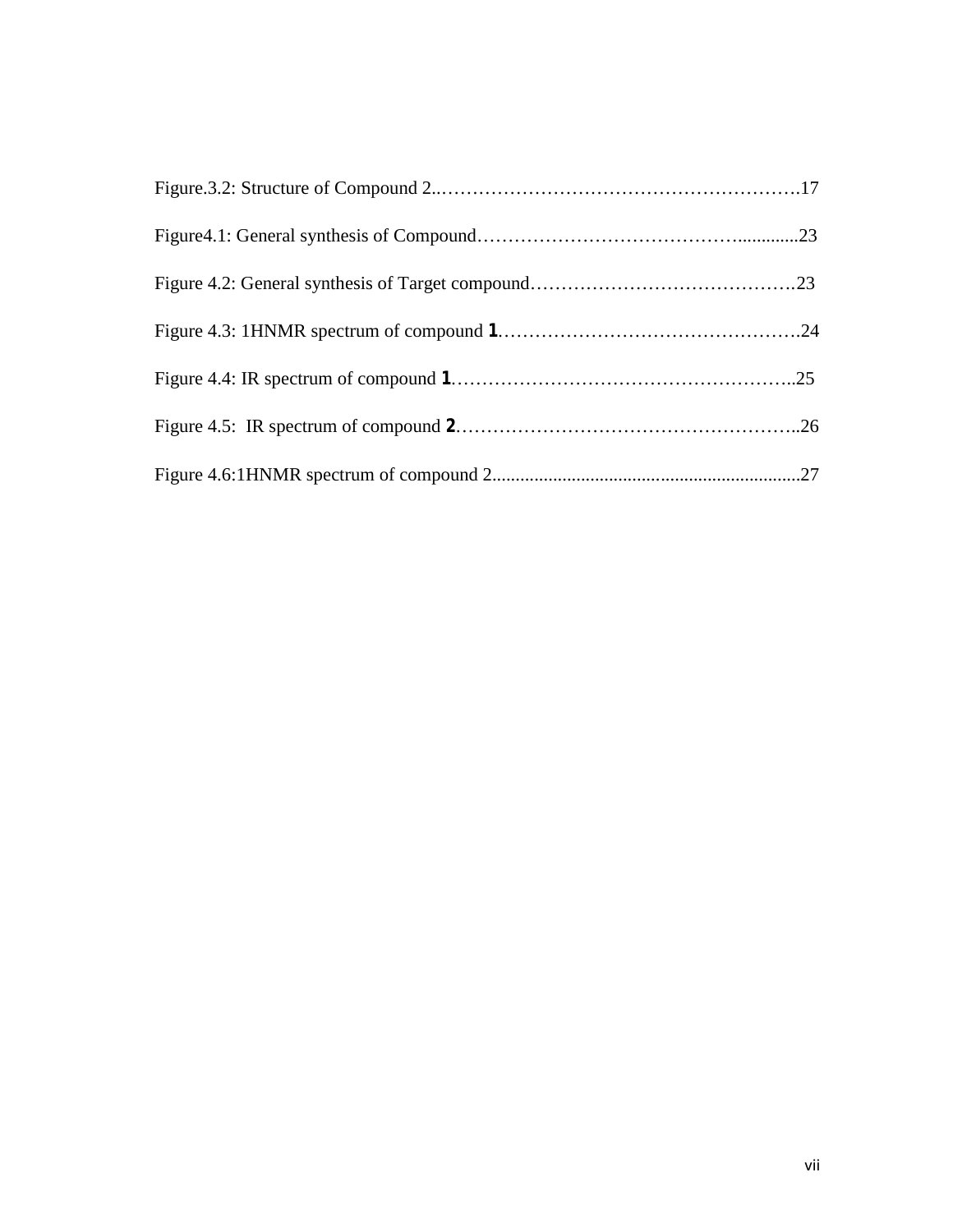Figure.3.2: Structure of Compound 2..…………………………………………………….17

Figure4.1: General synthesis of Compound…………………………………….............23

Figure 4.2: General synthesis of Target compound…………………………………….23

Figure 4.3: 1HNMR spectrum of compound **1**.………………………………………….24

Figure 4.4: IR spectrum of compound **1**.………………………………………………..25

Figure 4.5: IR spectrum of compound **2**………………………………………………..26

Figure 4.6:1HNMR spectrum of compound 2.................................................................27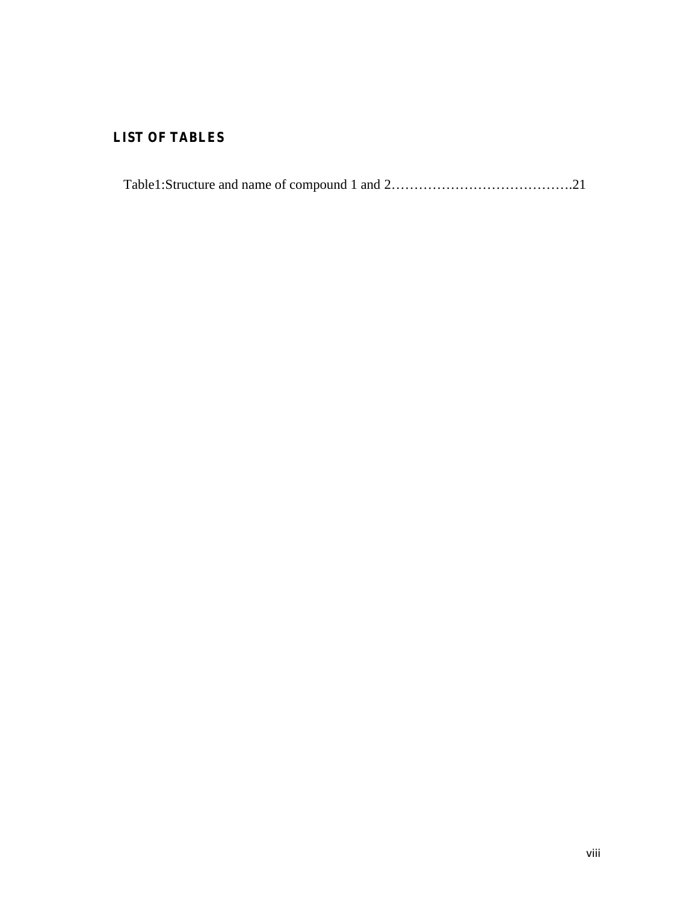## LIST OF TABLES

Table1:Structure and name of compound 1 and 2………………………………….21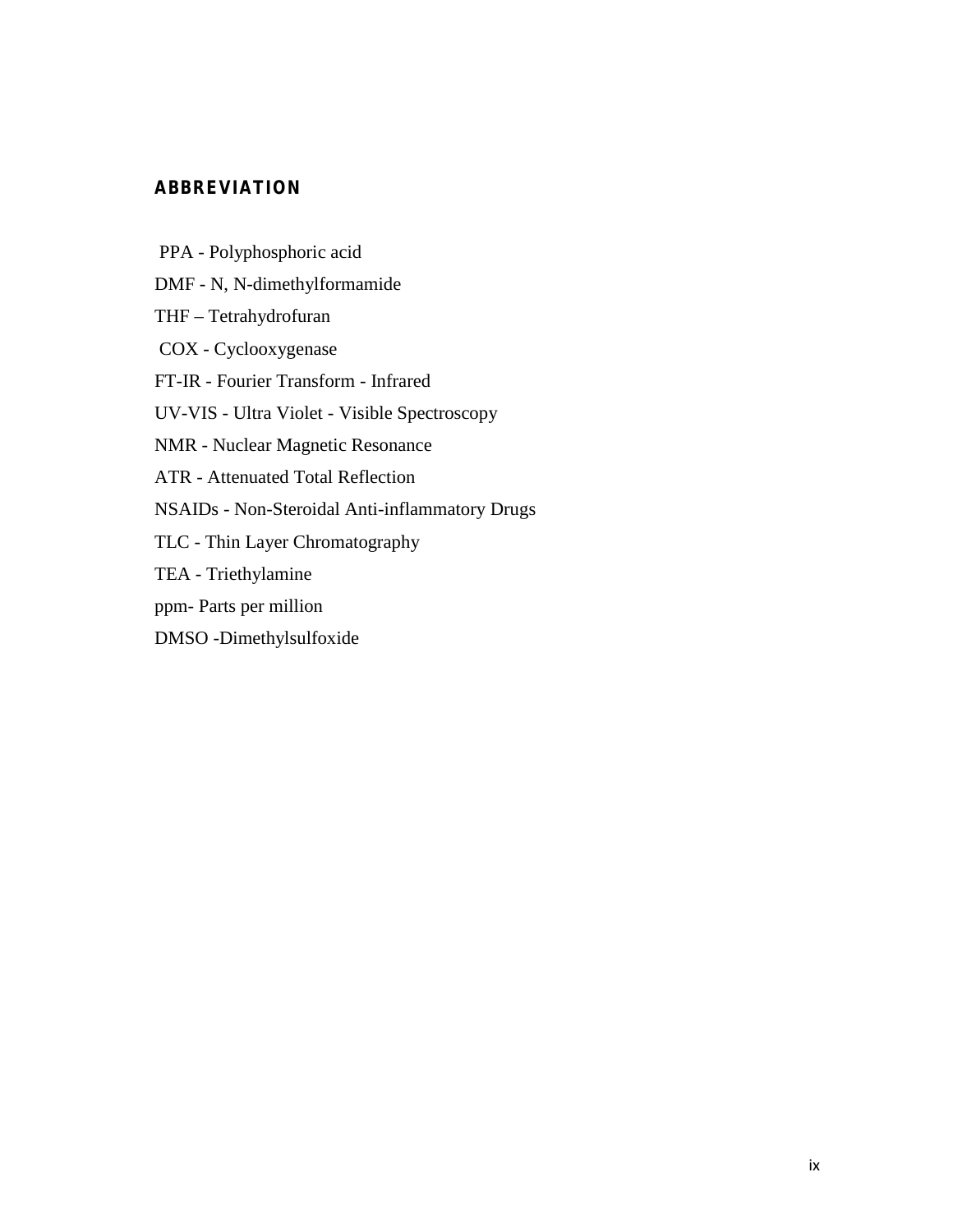## ABBREVIATION

PPA - Polyphosphoric acid

DMF - N, N-dimethylformamide

THF – Tetrahydrofuran

COX - Cyclooxygenase

FT-IR - Fourier Transform - Infrared

UV-VIS - Ultra Violet - Visible Spectroscopy

NMR - Nuclear Magnetic Resonance

ATR - Attenuated Total Reflection

NSAIDs - Non-Steroidal Anti-inflammatory Drugs

TLC - Thin Layer Chromatography

TEA - Triethylamine

ppm- Parts per million

DMSO -Dimethylsulfoxide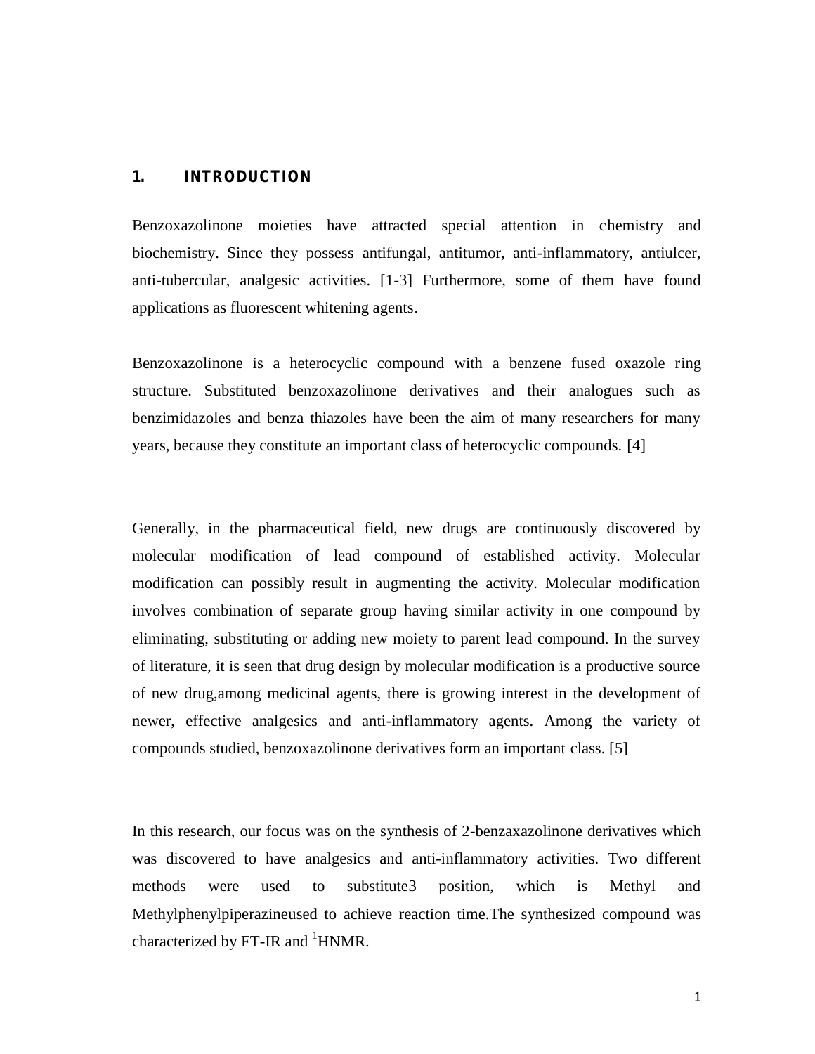## 1. INTRODUCTION

Benzoxazolinone moieties have attracted special attention in chemistry and biochemistry. Since they possess antifungal, antitumor, anti-inflammatory, antiulcer, anti-tubercular, analgesic activities. [1-3] Furthermore, some of them have found applications as fluorescent whitening agents.

Benzoxazolinone is a heterocyclic compound with a benzene fused oxazole ring structure. Substituted benzoxazolinone derivatives and their analogues such as benzimidazoles and benza thiazoles have been the aim of many researchers for many years, because they constitute an important class of heterocyclic compounds. [4]

Generally, in the pharmaceutical field, new drugs are continuously discovered by molecular modification of lead compound of established activity. Molecular modification can possibly result in augmenting the activity. Molecular modification involves combination of separate group having similar activity in one compound by eliminating, substituting or adding new moiety to parent lead compound. In the survey of literature, it is seen that drug design by molecular modification is a productive source of new drug,among medicinal agents, there is growing interest in the development of newer, effective analgesics and anti-inflammatory agents. Among the variety of compounds studied, benzoxazolinone derivatives form an important class. [5]

In this research, our focus was on the synthesis of 2-benzaxazolinone derivatives which was discovered to have analgesics and anti-inflammatory activities. Two different methods were used to substitute3 position, which is Methyl and Methylphenylpiperazineused to achieve reaction time.The synthesized compound was characterized by FT-IR and $^{1}$HNMR.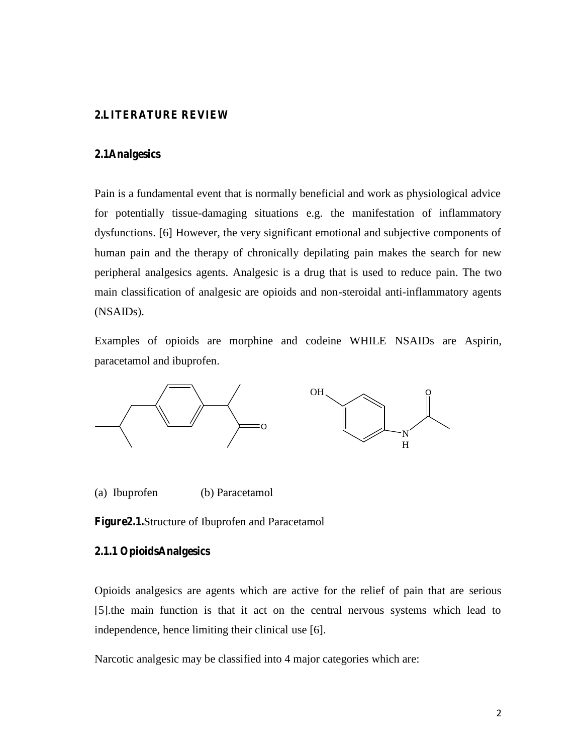# 2.LITERATURE REVIEW

## 2.1Analgesics

Pain is a fundamental event that is normally beneficial and work as physiological advice for potentially tissue-damaging situations e.g. the manifestation of inflammatory dysfunctions. [6] However, the very significant emotional and subjective components of human pain and the therapy of chronically depilating pain makes the search for new peripheral analgesics agents. Analgesic is a drug that is used to reduce pain. The two main classification of analgesic are opioids and non-steroidal anti-inflammatory agents (NSAIDs).

Examples of opioids are morphine and codeine WHILE NSAIDs are Aspirin, paracetamol and ibuprofen.

(a) Ibuprofen (b) Paracetamol

**Figure2.1.**Structure of Ibuprofen and Paracetamol

### 2.1.1 OpioidsAnalgesics

Opioids analgesics are agents which are active for the relief of pain that are serious [5].the main function is that it act on the central nervous systems which lead to independence, hence limiting their clinical use [6].

Narcotic analgesic may be classified into 4 major categories which are: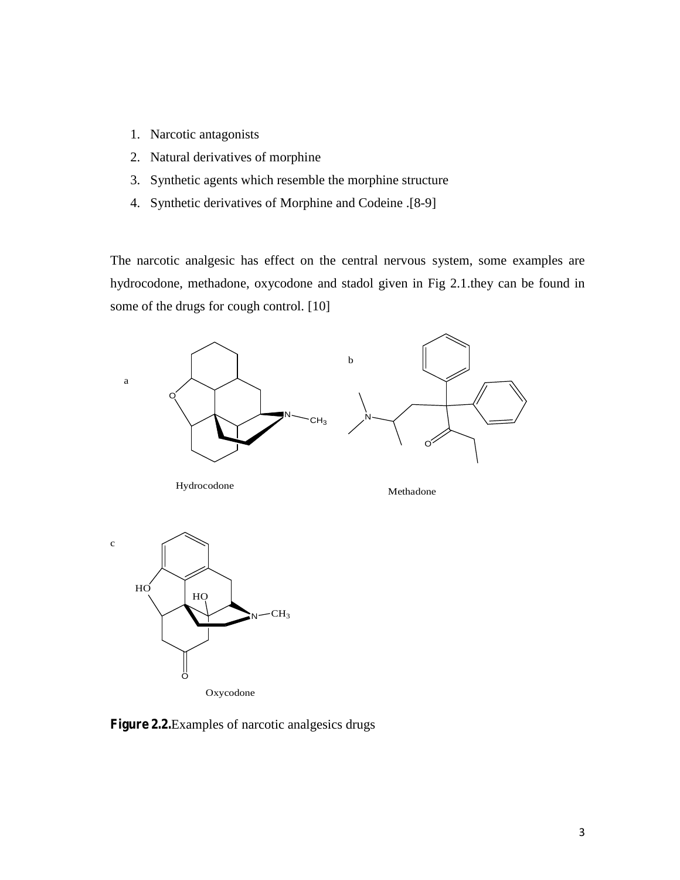1. Narcotic antagonists
2. Natural derivatives of morphine
3. Synthetic agents which resemble the morphine structure
4. Synthetic derivatives of Morphine and Codeine .[8-9]

The narcotic analgesic has effect on the central nervous system, some examples are hydrocodone, methadone, oxycodone and stadol given in Fig 2.1.they can be found in some of the drugs for cough control. [10]

a

Hydrocodone

b

Methadone

c

Oxycodone

**Figure 2.2.**Examples of narcotic analgesics drugs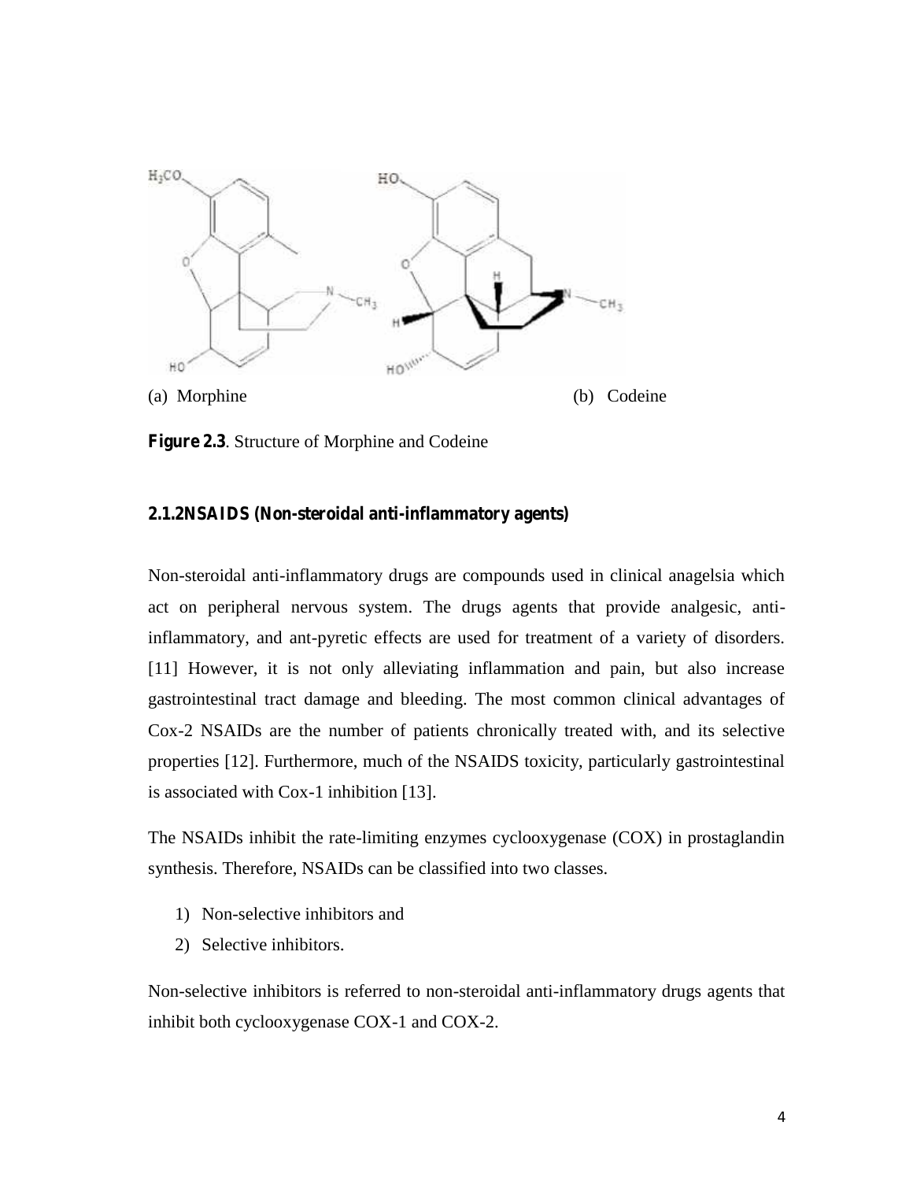(a) Morphine (b) Codeine

**Figure 2.3**. Structure of Morphine and Codeine

### 2.1.2NSAIDS (Non-steroidal anti-inflammatory agents)

Non-steroidal anti-inflammatory drugs are compounds used in clinical anagelsia which act on peripheral nervous system. The drugs agents that provide analgesic, anti-inflammatory, and ant-pyretic effects are used for treatment of a variety of disorders. [11] However, it is not only alleviating inflammation and pain, but also increase gastrointestinal tract damage and bleeding. The most common clinical advantages of Cox-2 NSAIDs are the number of patients chronically treated with, and its selective properties [12]. Furthermore, much of the NSAIDS toxicity, particularly gastrointestinal is associated with Cox-1 inhibition [13].

The NSAIDs inhibit the rate-limiting enzymes cyclooxygenase (COX) in prostaglandin synthesis. Therefore, NSAIDs can be classified into two classes.

1) Non-selective inhibitors and
2) Selective inhibitors.

Non-selective inhibitors is referred to non-steroidal anti-inflammatory drugs agents that inhibit both cyclooxygenase COX-1 and COX-2.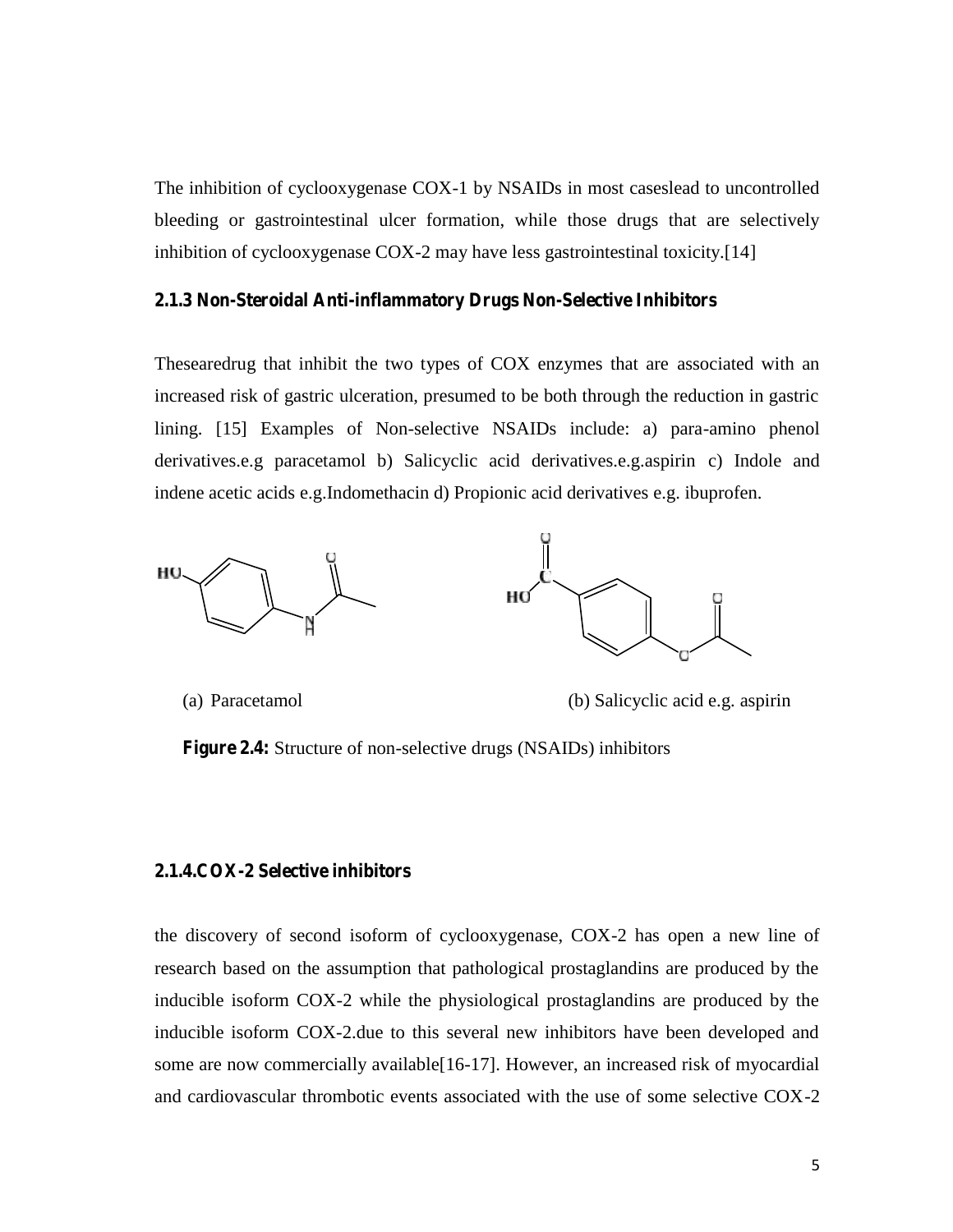The inhibition of cyclooxygenase COX-1 by NSAIDs in most caseslead to uncontrolled bleeding or gastrointestinal ulcer formation, while those drugs that are selectively inhibition of cyclooxygenase COX-2 may have less gastrointestinal toxicity.[14]

### 2.1.3 Non-Steroidal Anti-inflammatory Drugs Non-Selective Inhibitors

Thesearedrug that inhibit the two types of COX enzymes that are associated with an increased risk of gastric ulceration, presumed to be both through the reduction in gastric lining. [15] Examples of Non-selective NSAIDs include: a) para-amino phenol derivatives.e.g paracetamol b) Salicyclic acid derivatives.e.g.aspirin c) Indole and indene acetic acids e.g.Indomethacin d) Propionic acid derivatives e.g. ibuprofen.

(a) Paracetamol (b) Salicyclic acid e.g. aspirin

**Figure 2.4:** Structure of non-selective drugs (NSAIDs) inhibitors

### 2.1.4.COX-2 Selective inhibitors

the discovery of second isoform of cyclooxygenase, COX-2 has open a new line of research based on the assumption that pathological prostaglandins are produced by the inducible isoform COX-2 while the physiological prostaglandins are produced by the inducible isoform COX-2.due to this several new inhibitors have been developed and some are now commercially available[16-17]. However, an increased risk of myocardial and cardiovascular thrombotic events associated with the use of some selective COX-2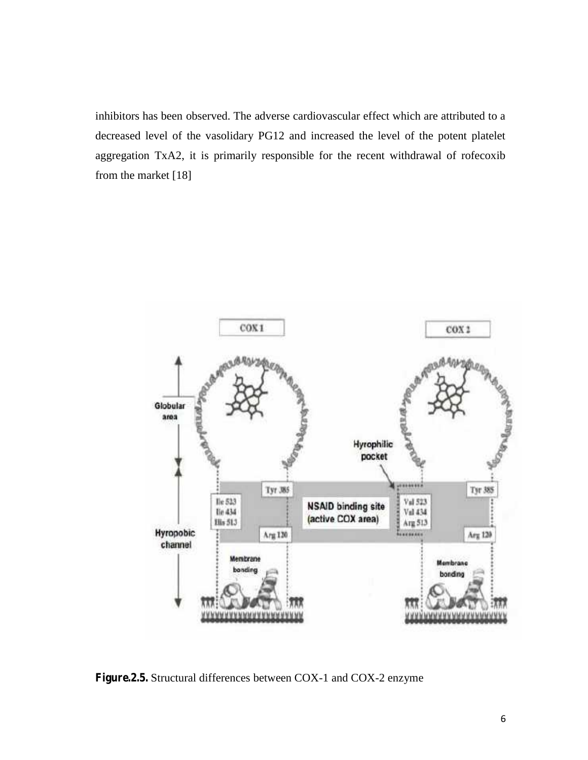inhibitors has been observed. The adverse cardiovascular effect which are attributed to a decreased level of the vasolidary PG12 and increased the level of the potent platelet aggregation TxA2, it is primarily responsible for the recent withdrawal of rofecoxib from the market [18]

**Figure.2.5.** Structural differences between COX-1 and COX-2 enzyme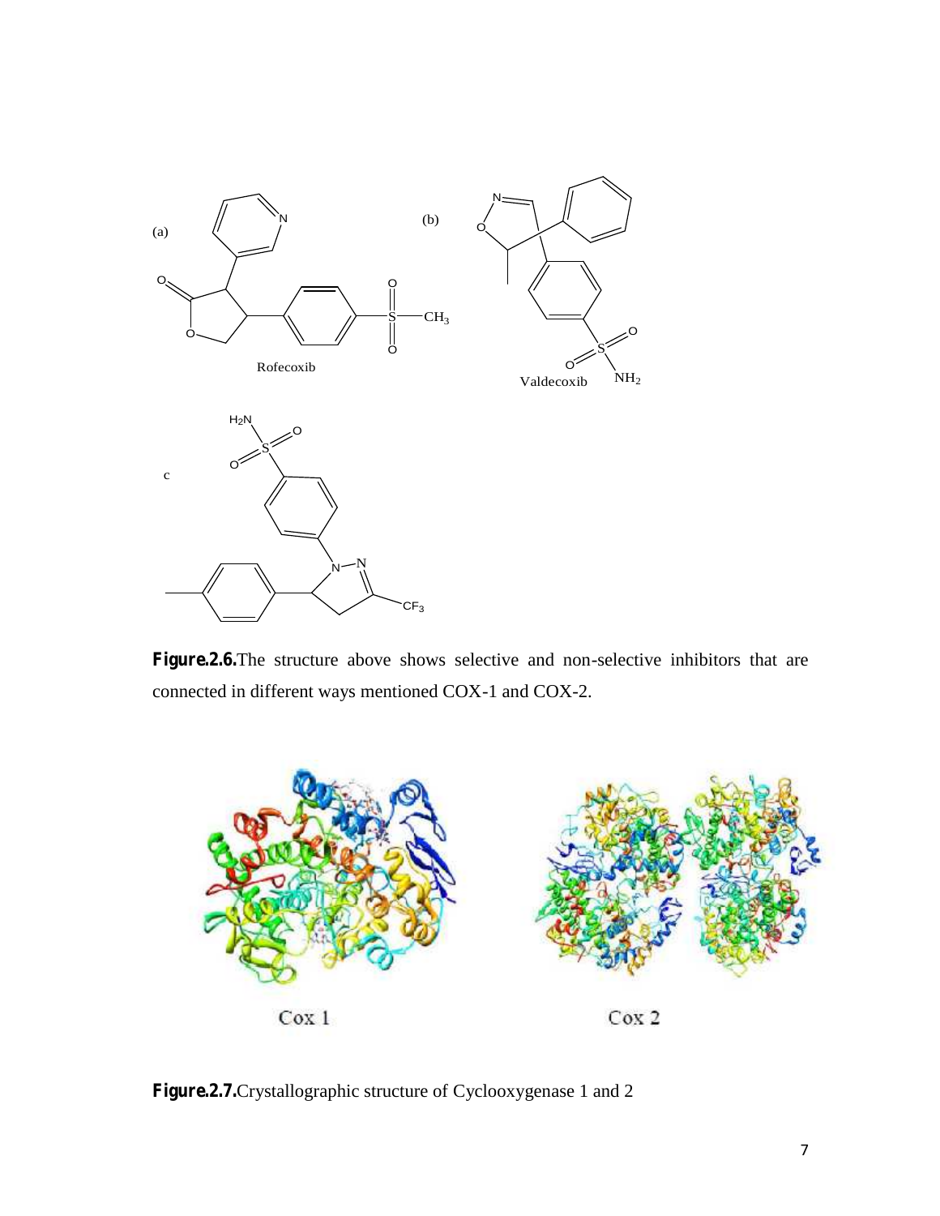**Figure.2.6.**The structure above shows selective and non-selective inhibitors that are connected in different ways mentioned COX-1 and COX-2.

**Figure.2.7.**Crystallographic structure of Cyclooxygenase 1 and 2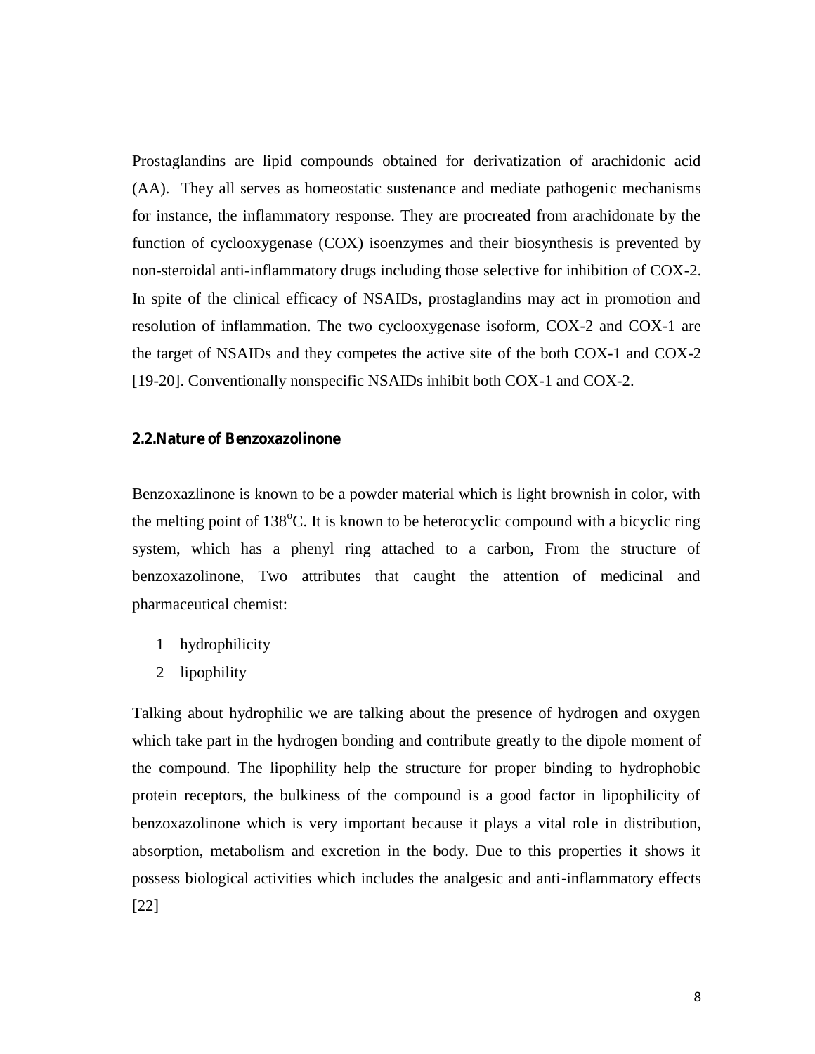Prostaglandins are lipid compounds obtained for derivatization of arachidonic acid (AA). They all serves as homeostatic sustenance and mediate pathogenic mechanisms for instance, the inflammatory response. They are procreated from arachidonate by the function of cyclooxygenase (COX) isoenzymes and their biosynthesis is prevented by non-steroidal anti-inflammatory drugs including those selective for inhibition of COX-2. In spite of the clinical efficacy of NSAIDs, prostaglandins may act in promotion and resolution of inflammation. The two cyclooxygenase isoform, COX-2 and COX-1 are the target of NSAIDs and they competes the active site of the both COX-1 and COX-2 [19-20]. Conventionally nonspecific NSAIDs inhibit both COX-1 and COX-2.

## 2.2.Nature of Benzoxazolinone

Benzoxazlinone is known to be a powder material which is light brownish in color, with the melting point of 138$^{o}$C. It is known to be heterocyclic compound with a bicyclic ring system, which has a phenyl ring attached to a carbon, From the structure of benzoxazolinone, Two attributes that caught the attention of medicinal and pharmaceutical chemist:

1. hydrophilicity
2. lipophility

Talking about hydrophilic we are talking about the presence of hydrogen and oxygen which take part in the hydrogen bonding and contribute greatly to the dipole moment of the compound. The lipophility help the structure for proper binding to hydrophobic protein receptors, the bulkiness of the compound is a good factor in lipophilicity of benzoxazolinone which is very important because it plays a vital role in distribution, absorption, metabolism and excretion in the body. Due to this properties it shows it possess biological activities which includes the analgesic and anti-inflammatory effects [22]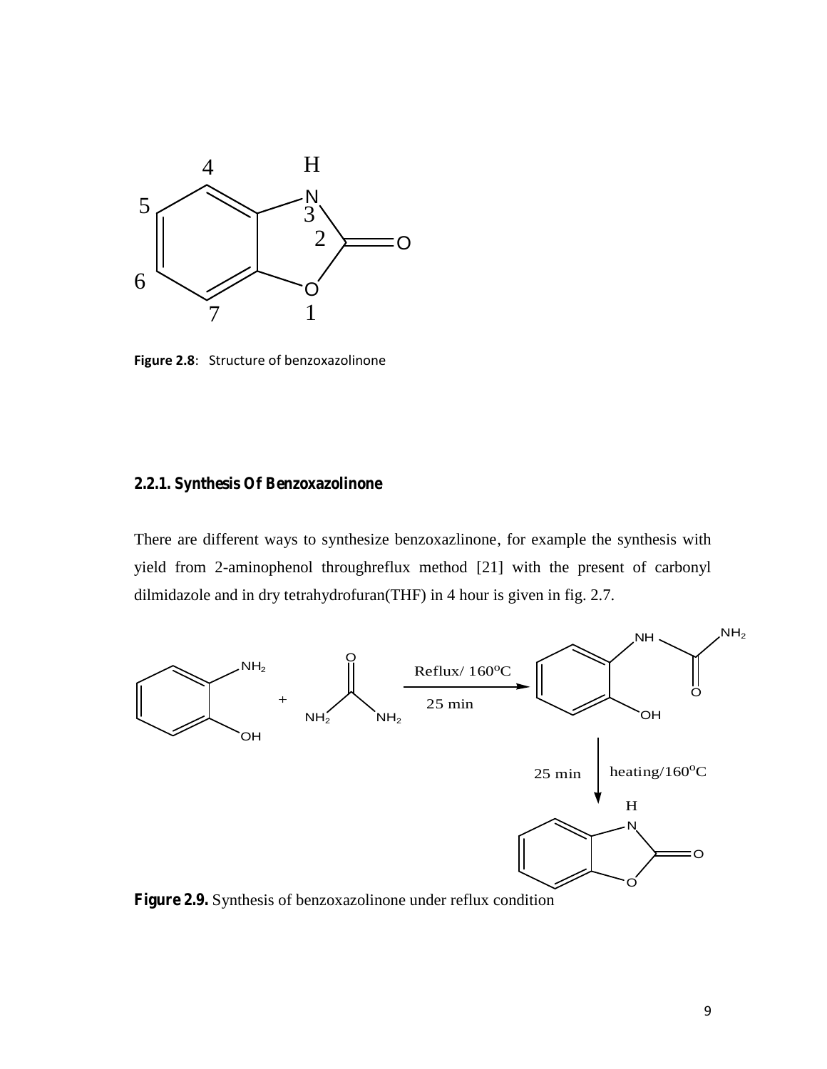**Figure 2.8**: Structure of benzoxazolinone

### 2.2.1. Synthesis Of Benzoxazolinone

There are different ways to synthesize benzoxazlinone, for example the synthesis with yield from 2-aminophenol throughreflux method [21] with the present of carbonyl dilmidazole and in dry tetrahydrofuran(THF) in 4 hour is given in fig. 2.7.

**Figure 2.9.** Synthesis of benzoxazolinone under reflux condition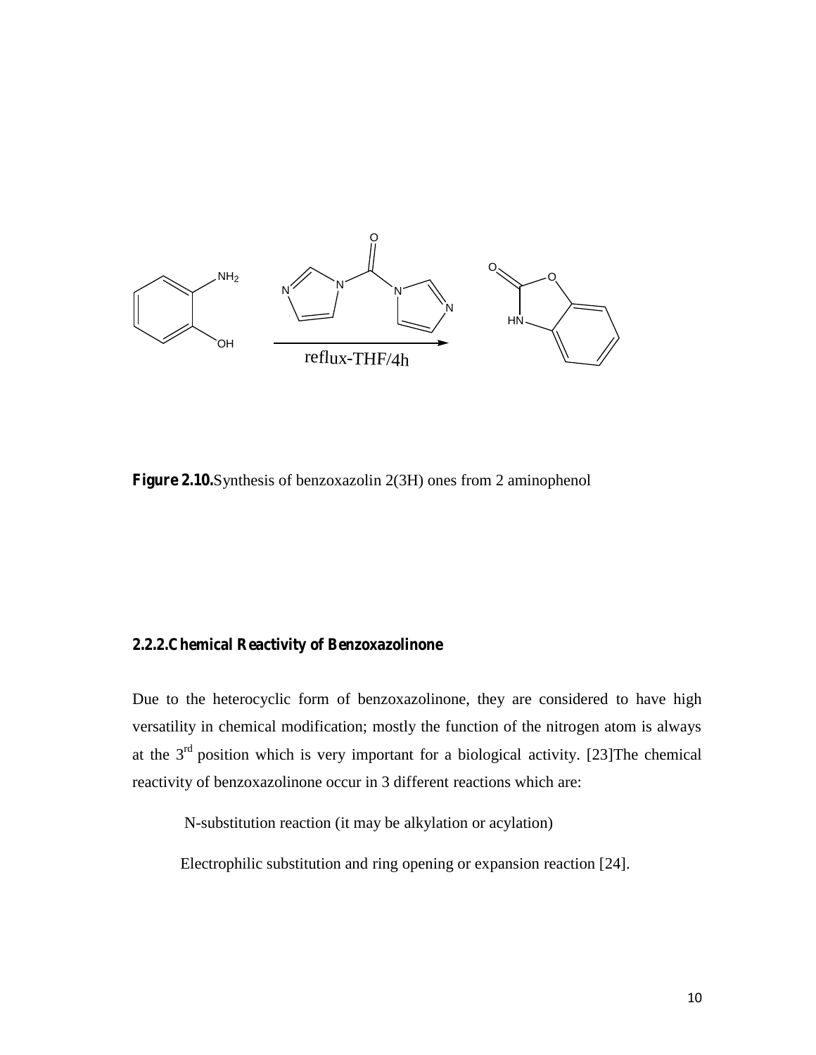reflux-THF/4h

**Figure 2.10.**Synthesis of benzoxazolin 2(3H) ones from 2 aminophenol

### 2.2.2.Chemical Reactivity of Benzoxazolinone

Due to the heterocyclic form of benzoxazolinone, they are considered to have high versatility in chemical modification; mostly the function of the nitrogen atom is always at the 3rd position which is very important for a biological activity. [23]The chemical reactivity of benzoxazolinone occur in 3 different reactions which are:

N-substitution reaction (it may be alkylation or acylation)

Electrophilic substitution and ring opening or expansion reaction [24].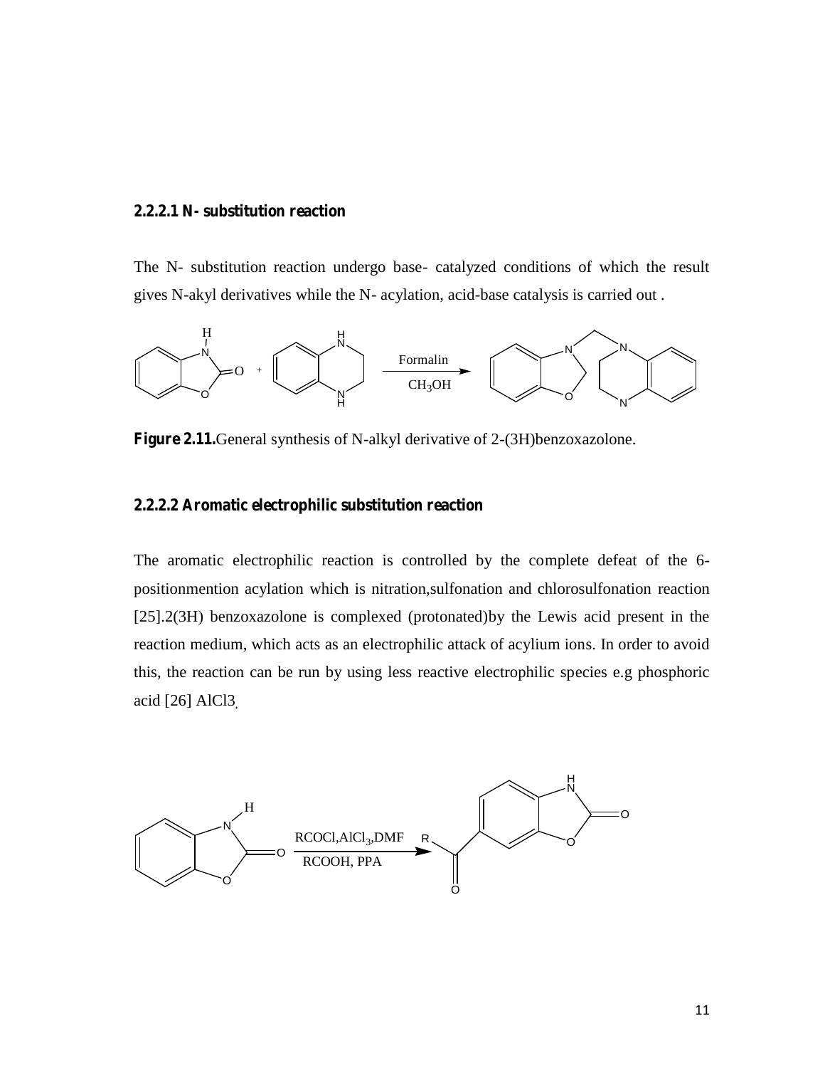### 2.2.2.1 N- substitution reaction

The N- substitution reaction undergo base- catalyzed conditions of which the result gives N-akyl derivatives while the N- acylation, acid-base catalysis is carried out .

**Figure 2.11.** General synthesis of N-alkyl derivative of 2-(3H)benzoxazolone.

### 2.2.2.2 Aromatic electrophilic substitution reaction

The aromatic electrophilic reaction is controlled by the complete defeat of the 6-positionmention acylation which is nitration,sulfonation and chlorosulfonation reaction [25].2(3H) benzoxazolone is complexed (protonated)by the Lewis acid present in the reaction medium, which acts as an electrophilic attack of acylium ions. In order to avoid this, the reaction can be run by using less reactive electrophilic species e.g phosphoric acid [26] $AlCl_3$,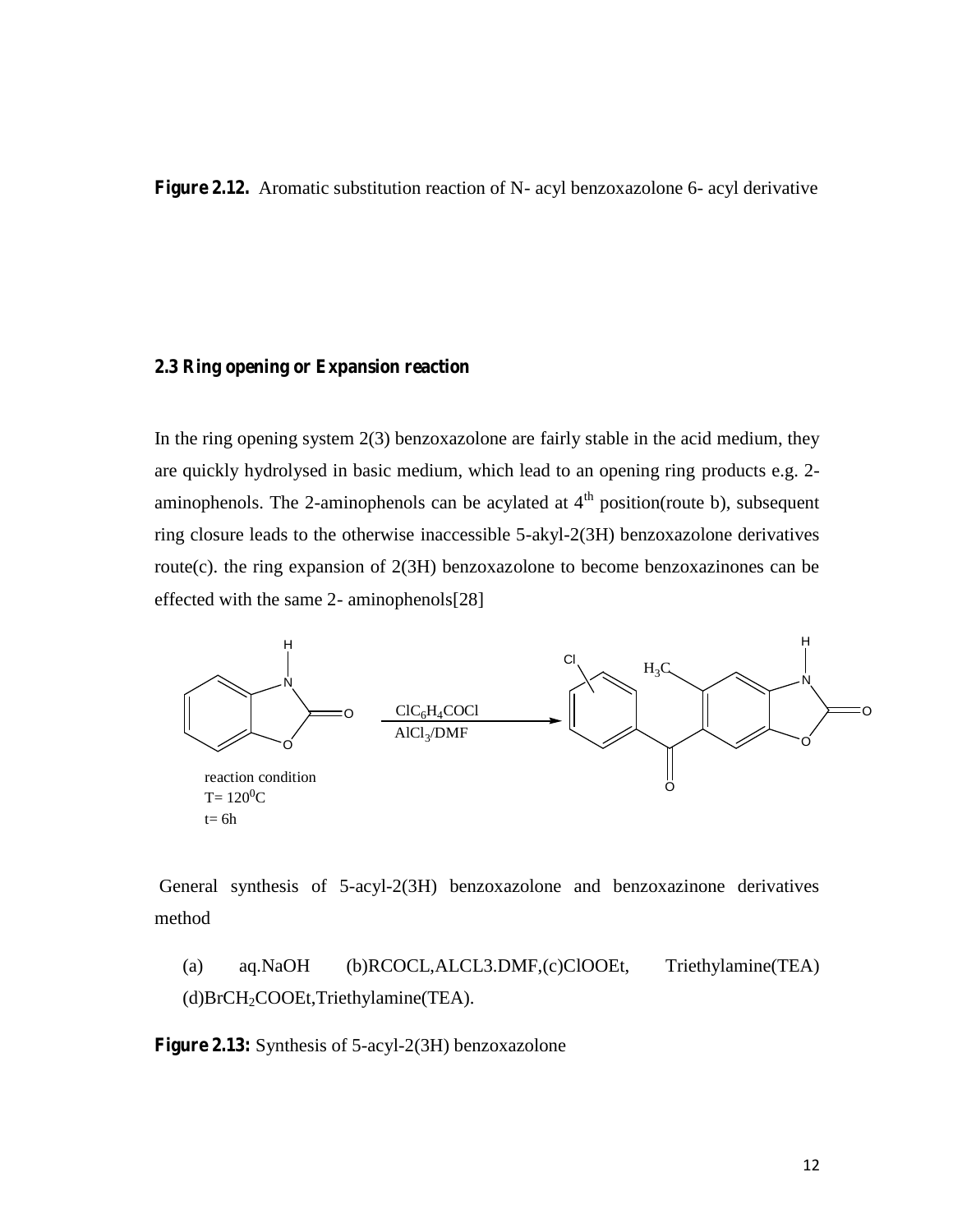**Figure 2.12.** Aromatic substitution reaction of N- acyl benzoxazolone 6- acyl derivative

### 2.3 Ring opening or Expansion reaction

In the ring opening system 2(3) benzoxazolone are fairly stable in the acid medium, they are quickly hydrolysed in basic medium, which lead to an opening ring products e.g. 2-aminophenols. The 2-aminophenols can be acylated at 4$^{th}$ position(route b), subsequent ring closure leads to the otherwise inaccessible 5-akyl-2(3H) benzoxazolone derivatives route(c). the ring expansion of 2(3H) benzoxazolone to become benzoxazinones can be effected with the same 2- aminophenols[28]

$ClC_6H_4COCl$

$AlCl_3$/DMF

reaction condition
T= 120$^0$C
t= 6h

General synthesis of 5-acyl-2(3H) benzoxazolone and benzoxazinone derivatives method

(a) aq.NaOH (b)RCOCL,ALCL3.DMF,(c)ClOOEt, Triethylamine(TEA) (d)$BrCH_2COOEt$,Triethylamine(TEA).

**Figure 2.13:** Synthesis of 5-acyl-2(3H) benzoxazolone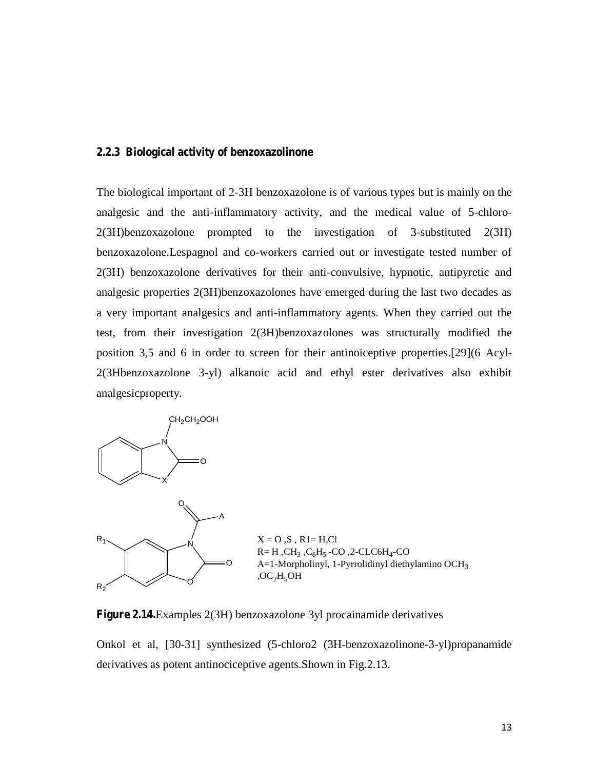### 2.2.3 Biological activity of benzoxazolinone

The biological important of 2-3H benzoxazolone is of various types but is mainly on the analgesic and the anti-inflammatory activity, and the medical value of 5-chloro-2(3H)benzoxazolone prompted to the investigation of 3-substituted 2(3H) benzoxazolone.Lespagnol and co-workers carried out or investigate tested number of 2(3H) benzoxazolone derivatives for their anti-convulsive, hypnotic, antipyretic and analgesic properties 2(3H)benzoxazolones have emerged during the last two decades as a very important analgesics and anti-inflammatory agents. When they carried out the test, from their investigation 2(3H)benzoxazolones was structurally modified the position 3,5 and 6 in order to screen for their antinoiceptive properties.[29](6 Acyl-2(3Hbenzoxazolone 3-yl) alkanoic acid and ethyl ester derivatives also exhibit analgesicproperty.

$CH_2CH_2OOH$

X = O ,S , R1= H,Cl
R= H ,$CH_3$ ,$C_6H_5$ -CO ,2-CLC6$H_4$-CO
A=1-Morpholinyl, 1-Pyrrolidinyl diethylamino $OCH_3$ ,$OC_2H_5$OH

**Figure 2.14.**Examples 2(3H) benzoxazolone 3yl procainamide derivatives

Onkol et al, [30-31] synthesized (5-chloro2 (3H-benzoxazolinone-3-yl)propanamide derivatives as potent antinociceptive agents.Shown in Fig.2.13.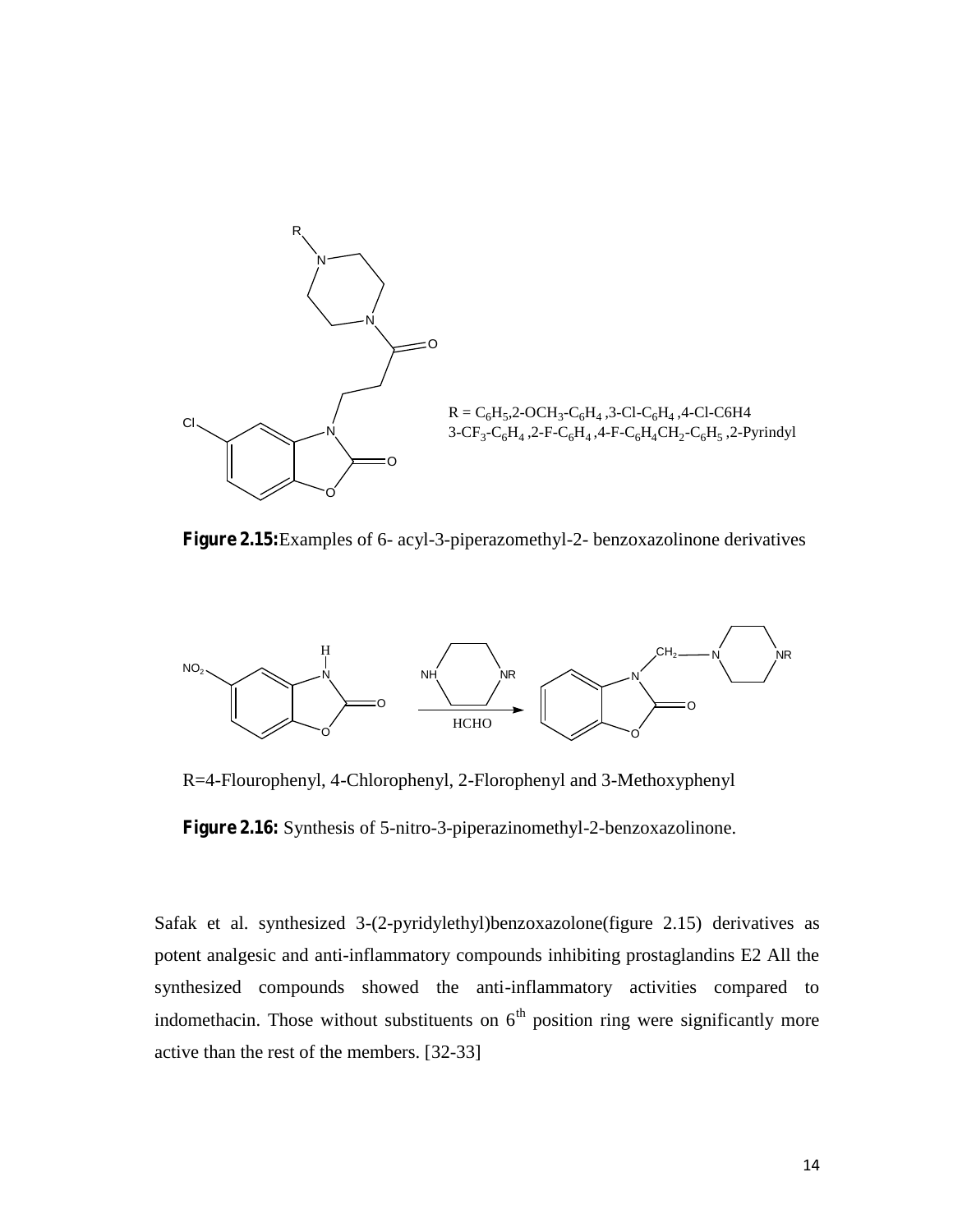R = $C_6H_5$,2-$OCH_3$-$C_6H_4$ ,3-Cl-$C_6H_4$ ,4-Cl-C6H4
3-$CF_3$-$C_6H_4$ ,2-F-$C_6H_4$ ,4-F-$C_6H_4CH_2$-$C_6H_5$ ,2-Pyrindyl

**Figure 2.15:** Examples of 6- acyl-3-piperazomethyl-2- benzoxazolinone derivatives

R=4-Flourophenyl, 4-Chlorophenyl, 2-Florophenyl and 3-Methoxyphenyl

**Figure 2.16:** Synthesis of 5-nitro-3-piperazinomethyl-2-benzoxazolinone.

Safak et al. synthesized 3-(2-pyridylethyl)benzoxazolone(figure 2.15) derivatives as potent analgesic and anti-inflammatory compounds inhibiting prostaglandins E2 All the synthesized compounds showed the anti-inflammatory activities compared to indomethacin. Those without substituents on $6^{th}$ position ring were significantly more active than the rest of the members. [32-33]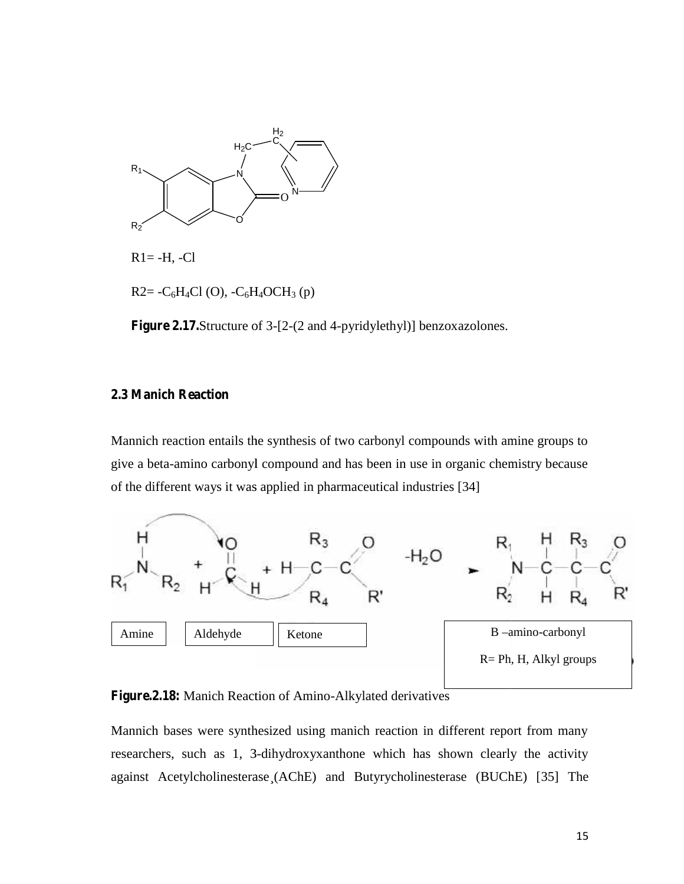$R1 = -H, -Cl$

$R2 = -C_6H_4Cl$ (O), $-C_6H_4OCH_3$ (p)

**Figure 2.17.** Structure of 3-[2-(2 and 4-pyridylethyl)] benzoxazolones.

### 2.3 Manich Reaction

Mannich reaction entails the synthesis of two carbonyl compounds with amine groups to give a beta-amino carbonyl compound and has been in use in organic chemistry because of the different ways it was applied in pharmaceutical industries [34]

Amine | Aldehyde | Ketone | B –amino-carbonyl

R= Ph, H, Alkyl groups

**Figure.2.18:** Manich Reaction of Amino-Alkylated derivatives

Mannich bases were synthesized using manich reaction in different report from many researchers, such as 1, 3-dihydroxyxanthone which has shown clearly the activity against Acetylcholinesterase¸(AChE) and Butyrycholinesterase (BUChE) [35] The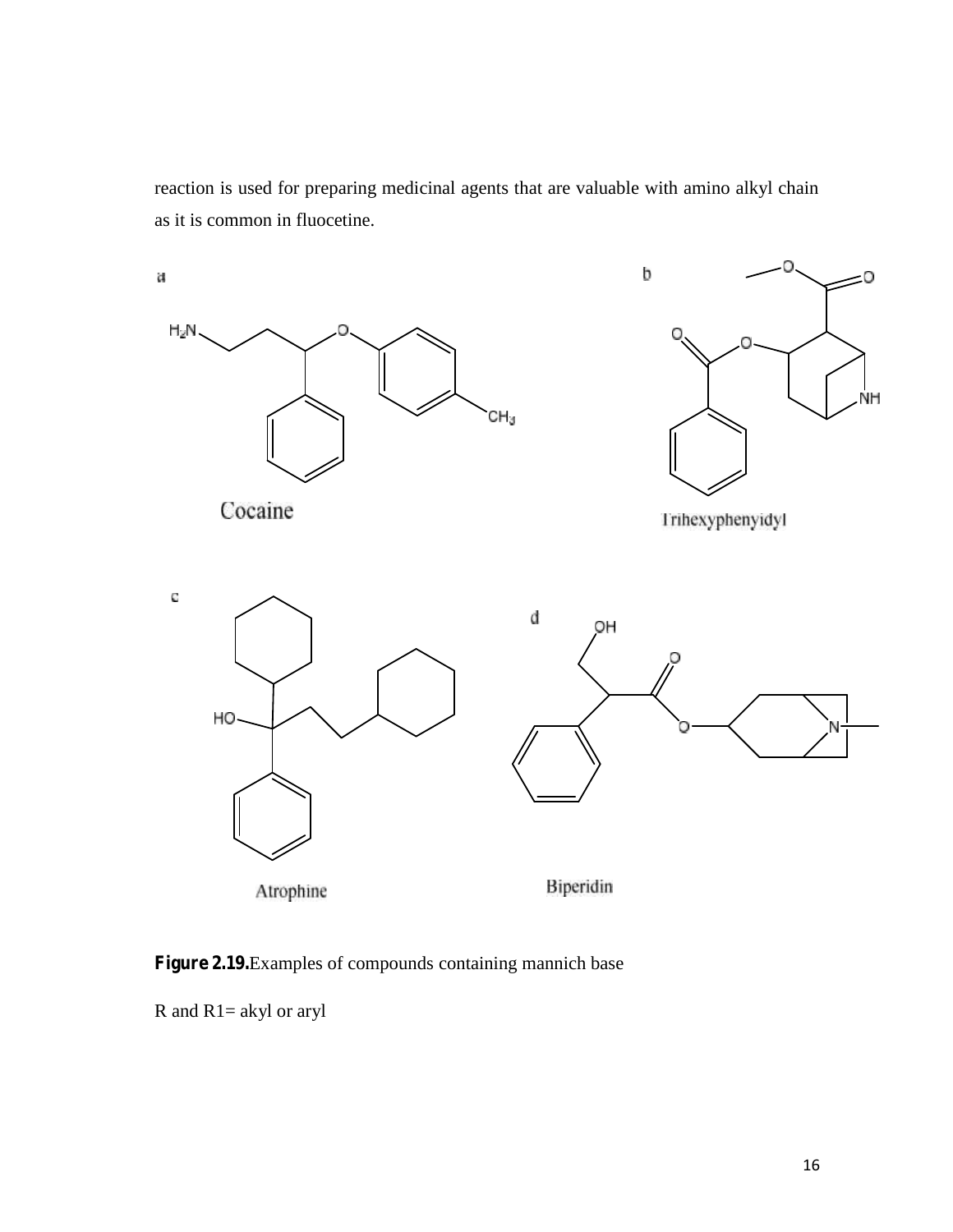reaction is used for preparing medicinal agents that are valuable with amino alkyl chain as it is common in fluocetine.

a

Cocaine

b

Trihexyphenyidyl

c

Atrophine

d

Biperidin

**Figure 2.19.**Examples of compounds containing mannich base

R and R1= akyl or aryl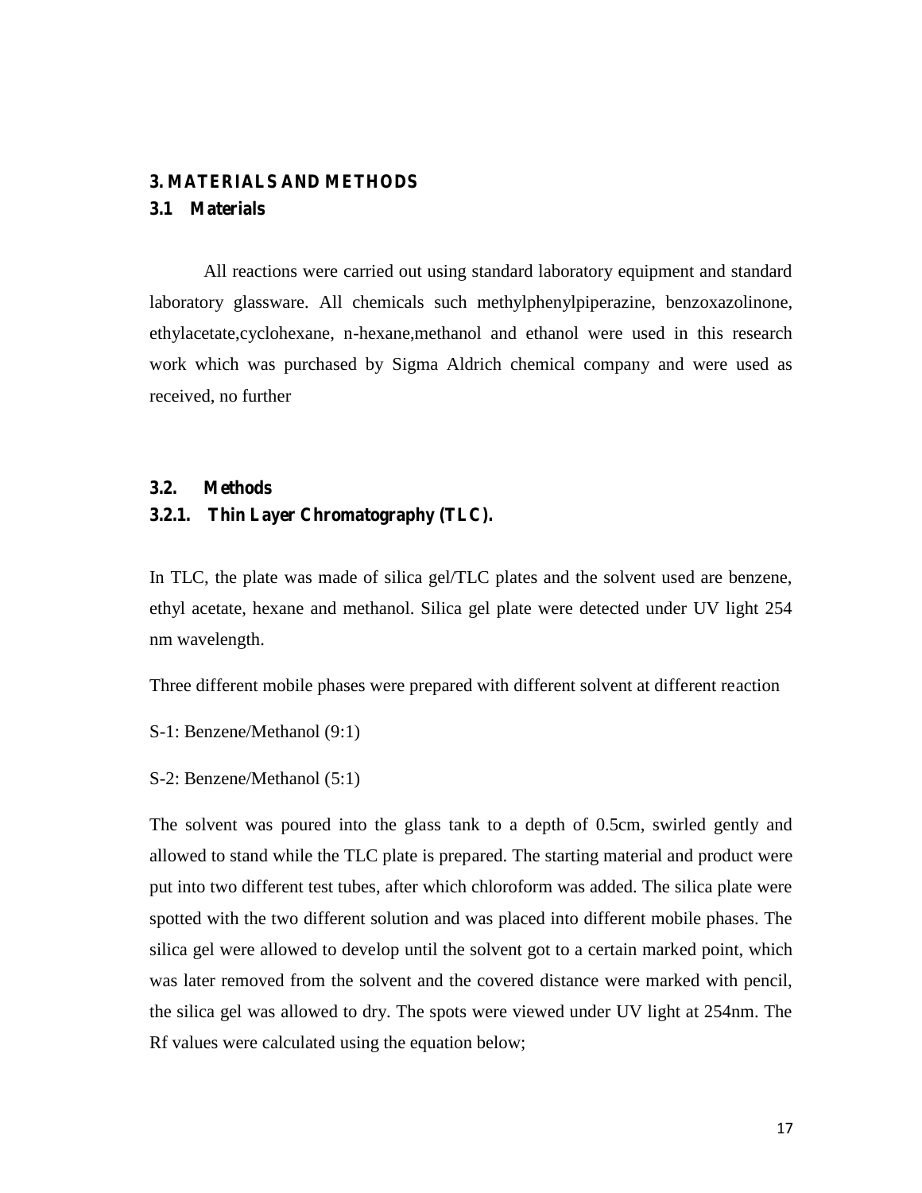## 3. MATERIALS AND METHODS

### 3.1 Materials

All reactions were carried out using standard laboratory equipment and standard laboratory glassware. All chemicals such methylphenylpiperazine, benzoxazolinone, ethylacetate,cyclohexane, n-hexane,methanol and ethanol were used in this research work which was purchased by Sigma Aldrich chemical company and were used as received, no further

### 3.2. Methods

#### 3.2.1. Thin Layer Chromatography (TLC).

In TLC, the plate was made of silica gel/TLC plates and the solvent used are benzene, ethyl acetate, hexane and methanol. Silica gel plate were detected under UV light 254 nm wavelength.

Three different mobile phases were prepared with different solvent at different reaction

S-1: Benzene/Methanol (9:1)

S-2: Benzene/Methanol (5:1)

The solvent was poured into the glass tank to a depth of 0.5cm, swirled gently and allowed to stand while the TLC plate is prepared. The starting material and product were put into two different test tubes, after which chloroform was added. The silica plate were spotted with the two different solution and was placed into different mobile phases. The silica gel were allowed to develop until the solvent got to a certain marked point, which was later removed from the solvent and the covered distance were marked with pencil, the silica gel was allowed to dry. The spots were viewed under UV light at 254nm. The Rf values were calculated using the equation below;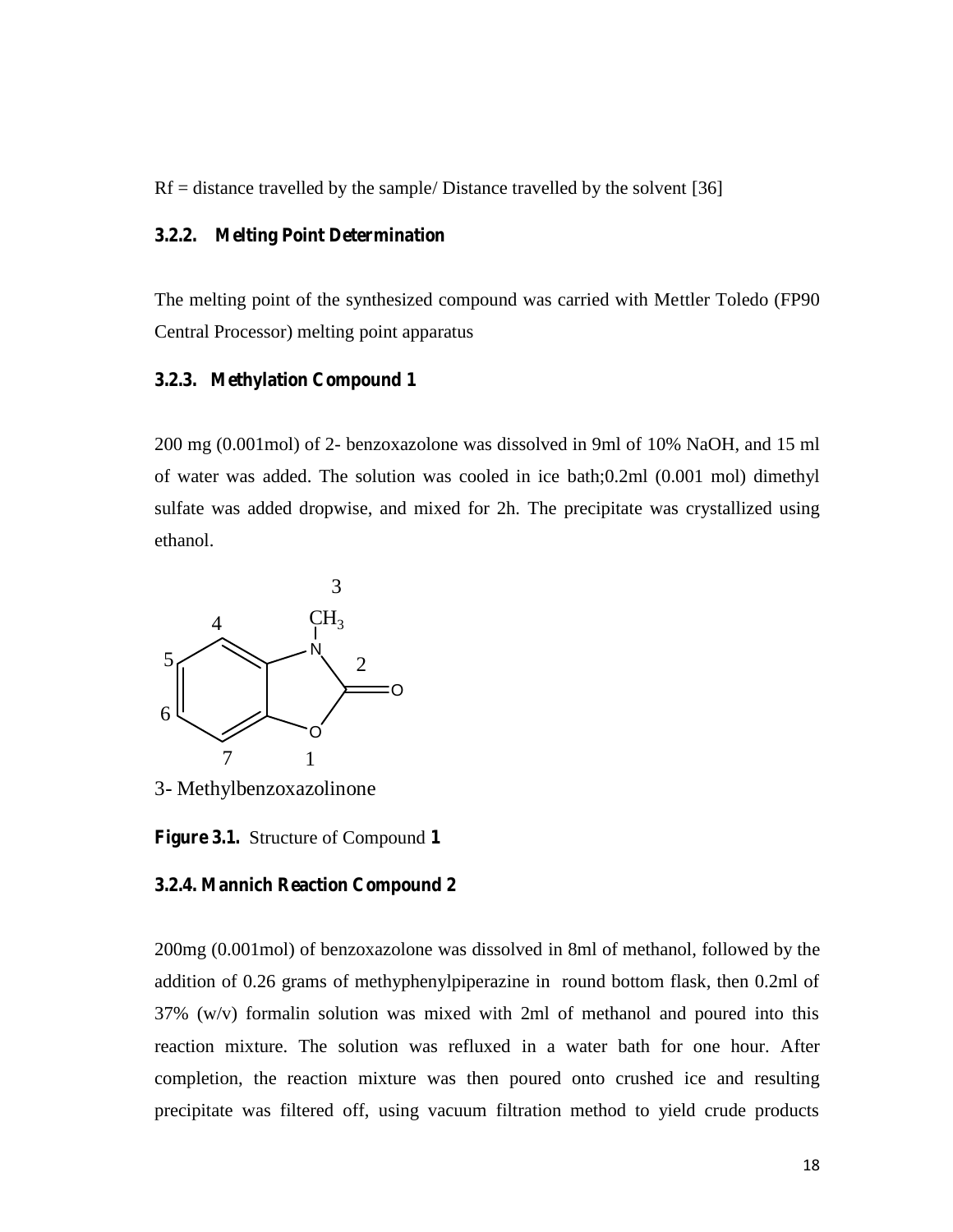Rf = distance travelled by the sample/ Distance travelled by the solvent [36]

### 3.2.2. Melting Point Determination

The melting point of the synthesized compound was carried with Mettler Toledo (FP90 Central Processor) melting point apparatus

### 3.2.3. Methylation Compound 1

200 mg (0.001mol) of 2- benzoxazolone was dissolved in 9ml of 10% NaOH, and 15 ml of water was added. The solution was cooled in ice bath;0.2ml (0.001 mol) dimethyl sulfate was added dropwise, and mixed for 2h. The precipitate was crystallized using ethanol.

3- Methylbenzoxazolinone

**Figure 3.1.** Structure of Compound **1**

### 3.2.4. Mannich Reaction Compound 2

200mg (0.001mol) of benzoxazolone was dissolved in 8ml of methanol, followed by the addition of 0.26 grams of methyphenylpiperazine in round bottom flask, then 0.2ml of 37% (w/v) formalin solution was mixed with 2ml of methanol and poured into this reaction mixture. The solution was refluxed in a water bath for one hour. After completion, the reaction mixture was then poured onto crushed ice and resulting precipitate was filtered off, using vacuum filtration method to yield crude products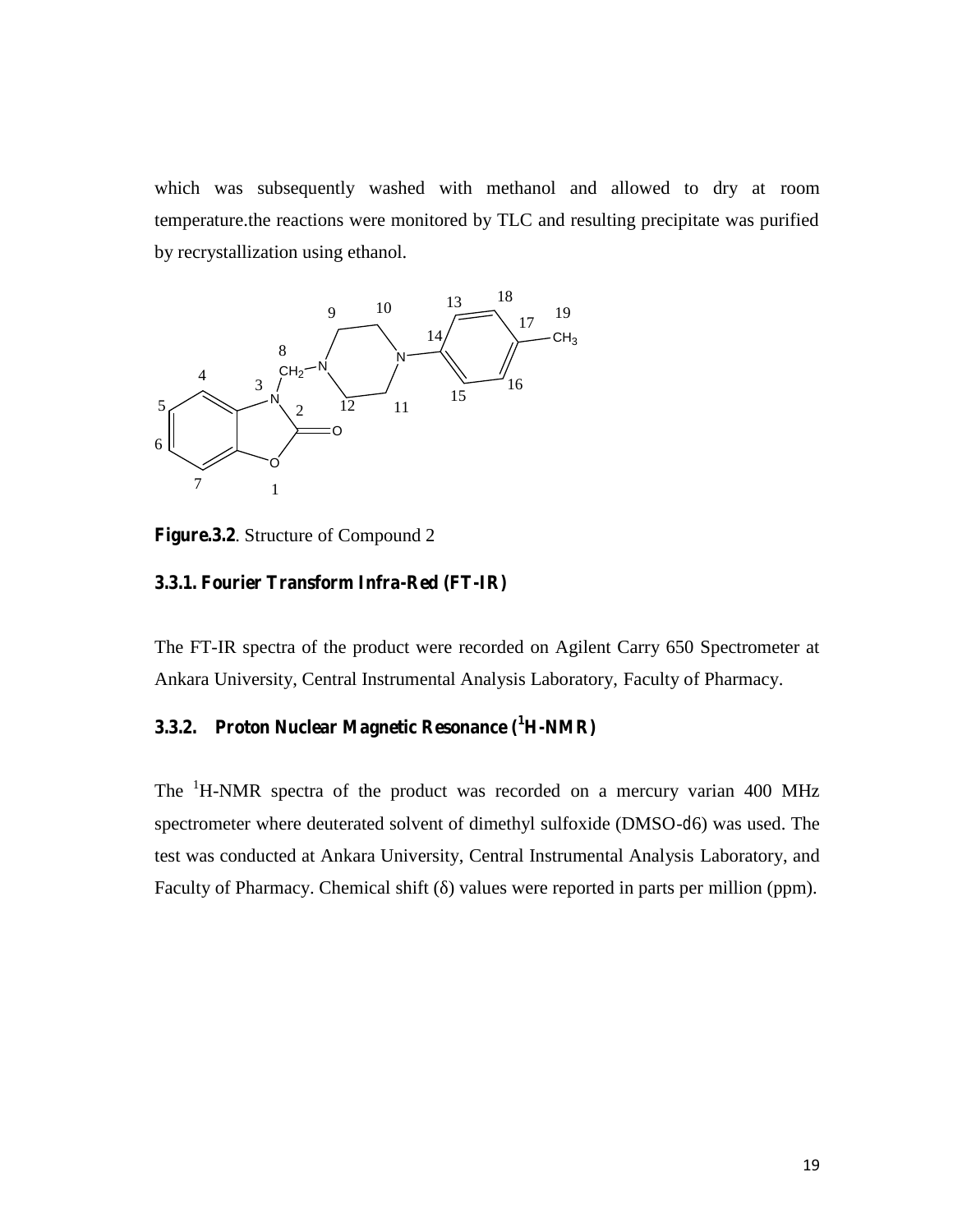which was subsequently washed with methanol and allowed to dry at room temperature.the reactions were monitored by TLC and resulting precipitate was purified by recrystallization using ethanol.

**Figure.3.2**. Structure of Compound 2

### 3.3.1. Fourier Transform Infra-Red (FT-IR)

The FT-IR spectra of the product were recorded on Agilent Carry 650 Spectrometer at Ankara University, Central Instrumental Analysis Laboratory, Faculty of Pharmacy.

### 3.3.2. Proton Nuclear Magnetic Resonance ($^1$H-NMR)

The $^1$H-NMR spectra of the product was recorded on a mercury varian 400 MHz spectrometer where deuterated solvent of dimethyl sulfoxide (DMSO-d6) was used. The test was conducted at Ankara University, Central Instrumental Analysis Laboratory, and Faculty of Pharmacy. Chemical shift (δ) values were reported in parts per million (ppm).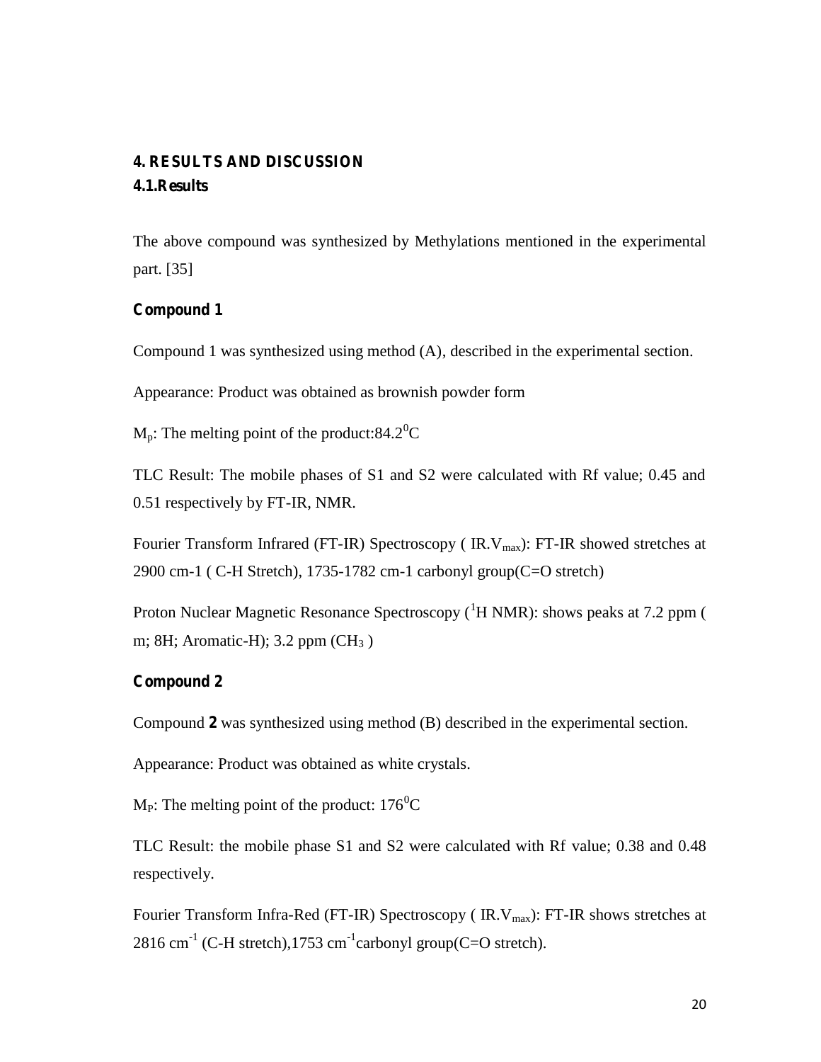## 4. RESULTS AND DISCUSSION

### 4.1.Results

The above compound was synthesized by Methylations mentioned in the experimental part. [35]

**Compound 1**

Compound 1 was synthesized using method (A), described in the experimental section.

Appearance: Product was obtained as brownish powder form

$M_p$: The melting point of the product:84.2$^0$C

TLC Result: The mobile phases of S1 and S2 were calculated with Rf value; 0.45 and 0.51 respectively by FT-IR, NMR.

Fourier Transform Infrared (FT-IR) Spectroscopy ( IR.$V_{max}$): FT-IR showed stretches at 2900 cm-1 ( C-H Stretch), 1735-1782 cm-1 carbonyl group(C=O stretch)

Proton Nuclear Magnetic Resonance Spectroscopy ($^1$H NMR): shows peaks at 7.2 ppm ( m; 8H; Aromatic-H); 3.2 ppm ($CH_3$ )

**Compound 2**

Compound **2** was synthesized using method (B) described in the experimental section.

Appearance: Product was obtained as white crystals.

$M_P$: The melting point of the product: 176$^0$C

TLC Result: the mobile phase S1 and S2 were calculated with Rf value; 0.38 and 0.48 respectively.

Fourier Transform Infra-Red (FT-IR) Spectroscopy ( IR.$V_{max}$): FT-IR shows stretches at 2816 $cm^{-1}$ (C-H stretch),1753 $cm^{-1}$carbonyl group(C=O stretch).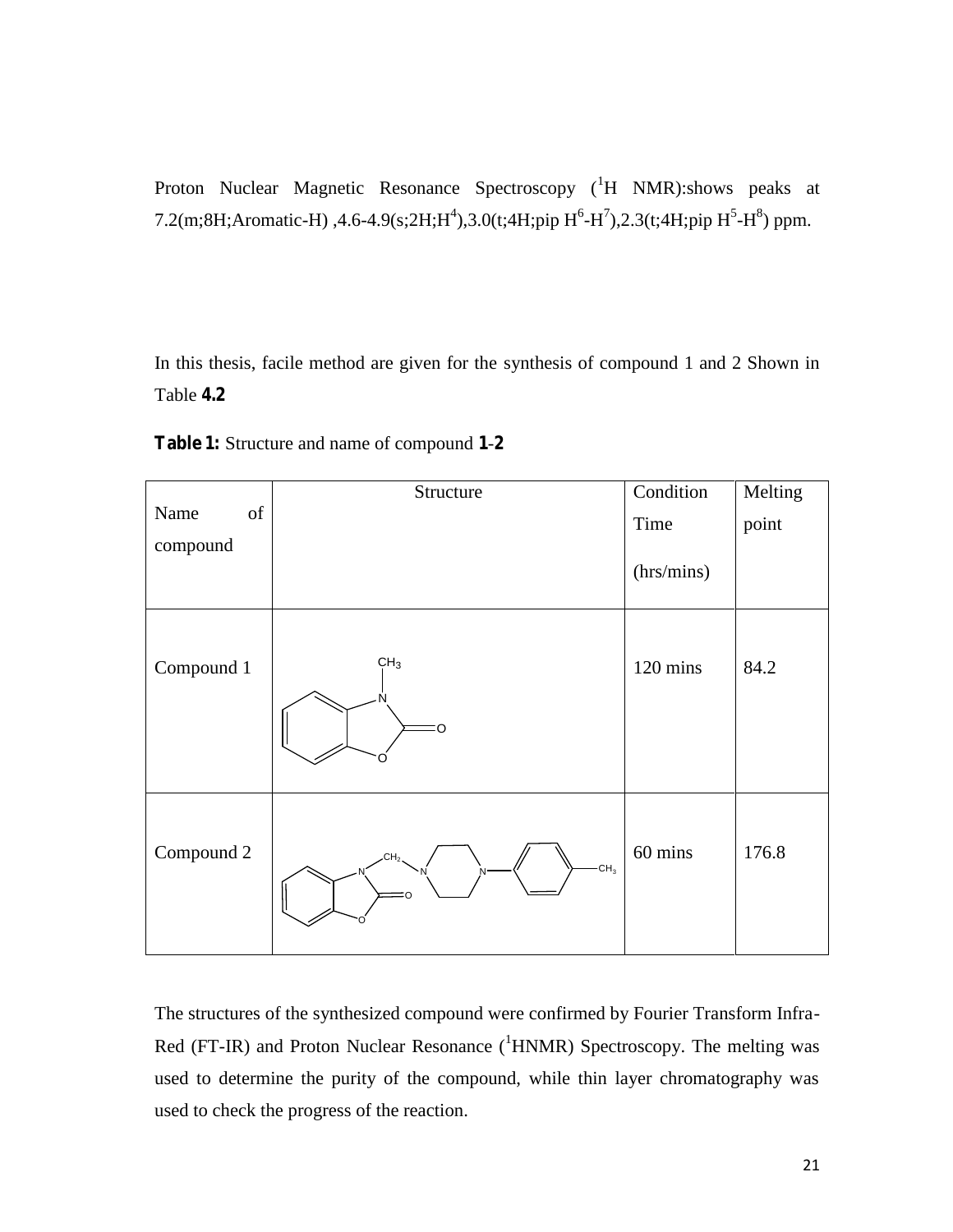Proton Nuclear Magnetic Resonance Spectroscopy ($^{1}$H NMR):shows peaks at 7.2(m;8H;Aromatic-H) ,4.6-4.9(s;2H;$H^{4}$),3.0(t;4H;pip $H^{6}$-$H^{7}$),2.3(t;4H;pip $H^{5}$-$H^{8}$) ppm.

In this thesis, facile method are given for the synthesis of compound 1 and 2 Shown in Table **4.2**

**Table 1:** Structure and name of compound **1**-**2**

| Name of compound | Structure | Condition Time (hrs/mins) | Melting point |
|---|---|---|---|
| Compound 1 | | 120 mins | 84.2 |
| Compound 2 | | 60 mins | 176.8 |

The structures of the synthesized compound were confirmed by Fourier Transform Infra-Red (FT-IR) and Proton Nuclear Resonance ($^{1}$HNMR) Spectroscopy. The melting was used to determine the purity of the compound, while thin layer chromatography was used to check the progress of the reaction.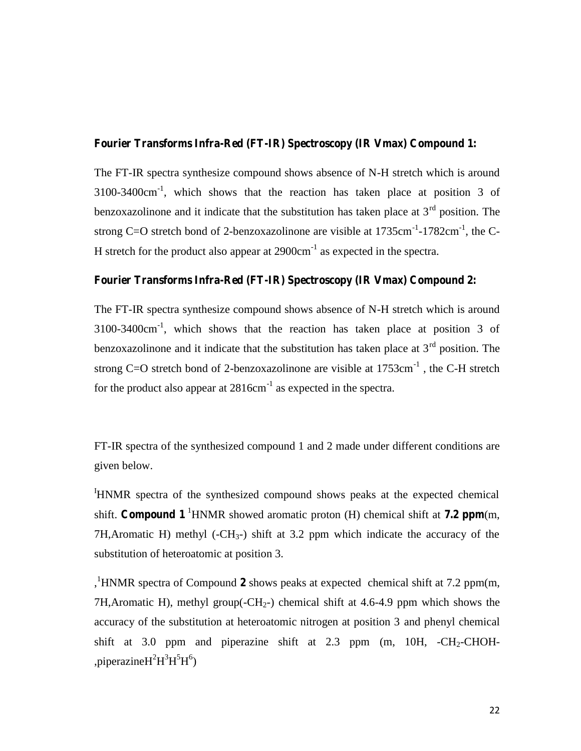**Fourier Transforms Infra-Red (FT-IR) Spectroscopy (IR Vmax) Compound 1:**

The FT-IR spectra synthesize compound shows absence of N-H stretch which is around 3100-3400cm$^{-1}$, which shows that the reaction has taken place at position 3 of benzoxazolinone and it indicate that the substitution has taken place at 3$^{rd}$ position. The strong C=O stretch bond of 2-benzoxazolinone are visible at 1735cm$^{-1}$-1782cm$^{-1}$, the C-H stretch for the product also appear at 2900cm$^{-1}$ as expected in the spectra.

**Fourier Transforms Infra-Red (FT-IR) Spectroscopy (IR Vmax) Compound 2:**

The FT-IR spectra synthesize compound shows absence of N-H stretch which is around 3100-3400cm$^{-1}$, which shows that the reaction has taken place at position 3 of benzoxazolinone and it indicate that the substitution has taken place at 3$^{rd}$ position. The strong C=O stretch bond of 2-benzoxazolinone are visible at 1753cm$^{-1}$ , the C-H stretch for the product also appear at 2816cm$^{-1}$ as expected in the spectra.

FT-IR spectra of the synthesized compound 1 and 2 made under different conditions are given below.

$^{I}$HNMR spectra of the synthesized compound shows peaks at the expected chemical shift. **Compound 1** $^{1}$HNMR showed aromatic proton (H) chemical shift at **7.2 ppm**(m, 7H,Aromatic H) methyl (-$CH_3$-) shift at 3.2 ppm which indicate the accuracy of the substitution of heteroatomic at position 3.

,$^{1}$HNMR spectra of Compound **2** shows peaks at expected chemical shift at 7.2 ppm(m, 7H,Aromatic H), methyl group(-$CH_2$-) chemical shift at 4.6-4.9 ppm which shows the accuracy of the substitution at heteroatomic nitrogen at position 3 and phenyl chemical shift at 3.0 ppm and piperazine shift at 2.3 ppm (m, 10H, -$CH_2$-CHOH-,piperazine$H^2H^3H^5H^6$)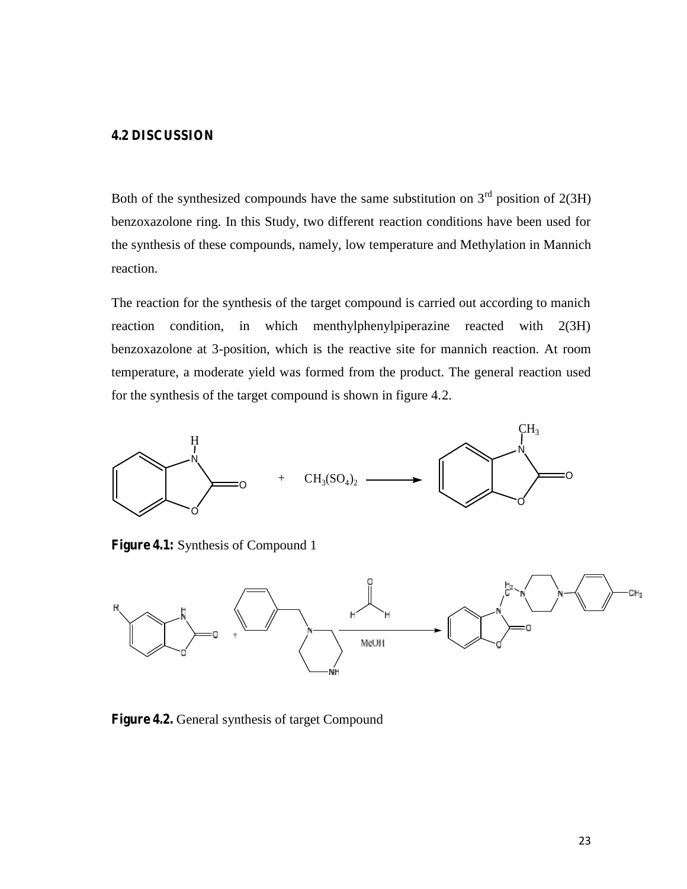### 4.2 DISCUSSION

Both of the synthesized compounds have the same substitution on 3rd position of 2(3H) benzoxazolone ring. In this Study, two different reaction conditions have been used for the synthesis of these compounds, namely, low temperature and Methylation in Mannich reaction.

The reaction for the synthesis of the target compound is carried out according to manich reaction condition, in which menthylphenylpiperazine reacted with 2(3H) benzoxazolone at 3-position, which is the reactive site for mannich reaction. At room temperature, a moderate yield was formed from the product. The general reaction used for the synthesis of the target compound is shown in figure 4.2.

**Figure 4.1:** Synthesis of Compound 1

**Figure 4.2.** General synthesis of target Compound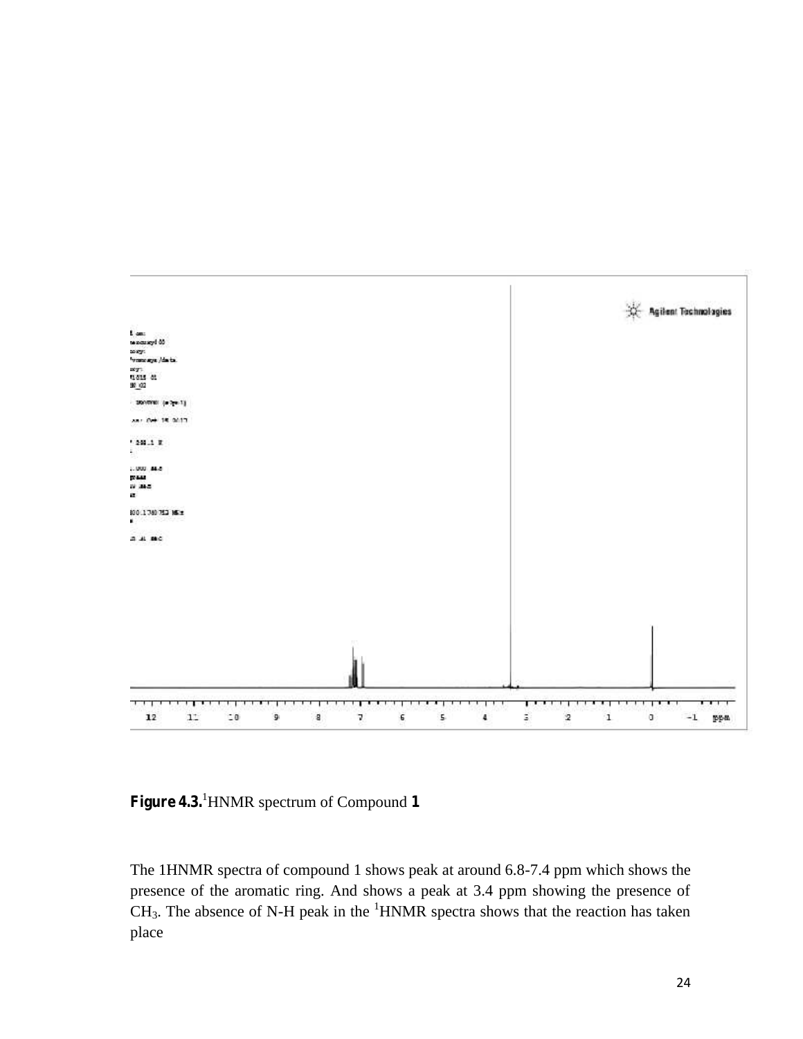**Figure 4.3.**[1]HNMR spectrum of Compound **1**

The 1HNMR spectra of compound 1 shows peak at around 6.8-7.4 ppm which shows the presence of the aromatic ring. And shows a peak at 3.4 ppm showing the presence of $CH_3$. The absence of N-H peak in the $^{1}$HNMR spectra shows that the reaction has taken place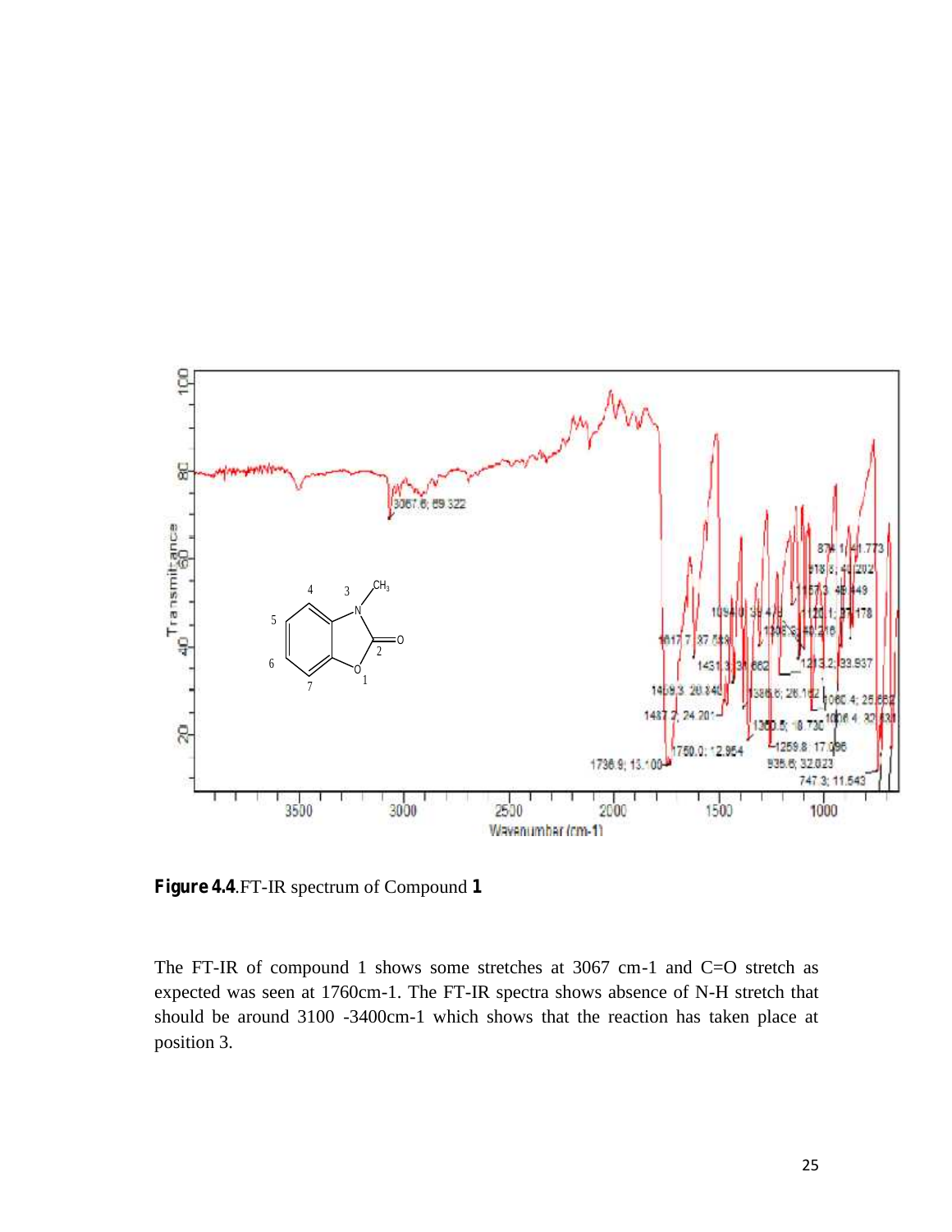**Figure 4.4**.FT-IR spectrum of Compound **1**

The FT-IR of compound 1 shows some stretches at 3067 cm-1 and C=O stretch as expected was seen at 1760cm-1. The FT-IR spectra shows absence of N-H stretch that should be around 3100 -3400cm-1 which shows that the reaction has taken place at position 3.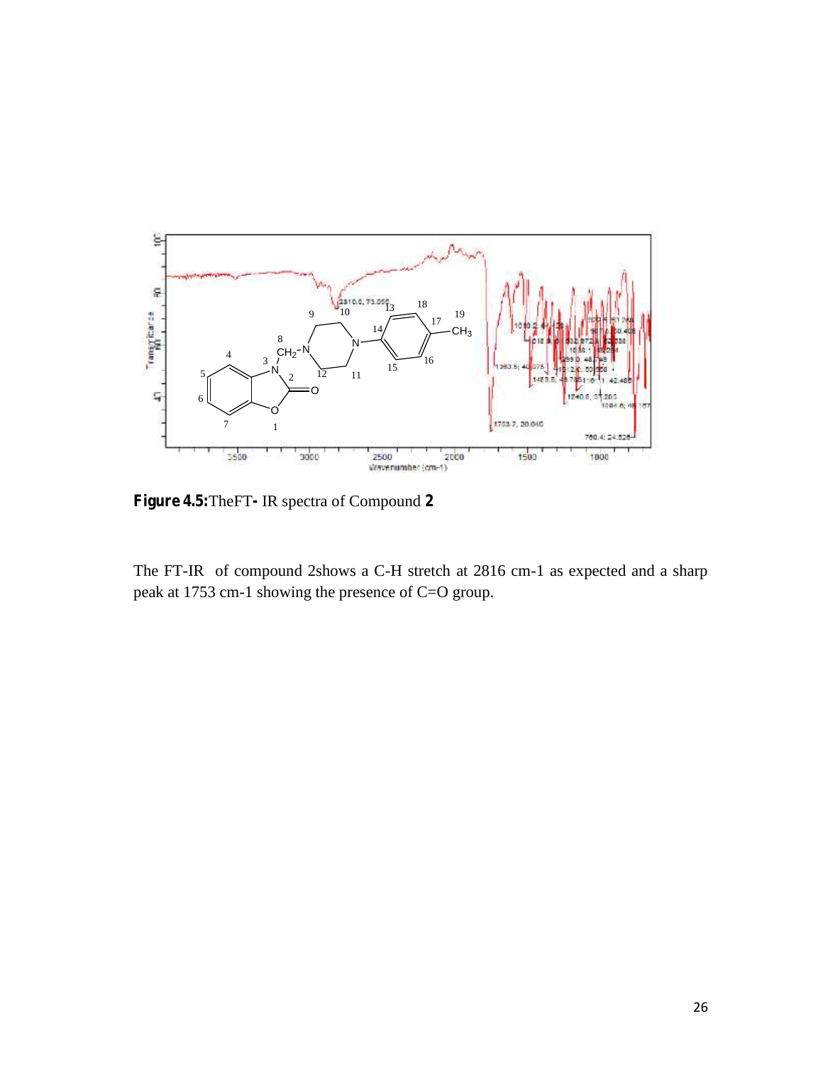**Figure 4.5:** TheFT- IR spectra of Compound **2**

The FT-IR of compound 2shows a C-H stretch at 2816 cm-1 as expected and a sharp peak at 1753 cm-1 showing the presence of C=O group.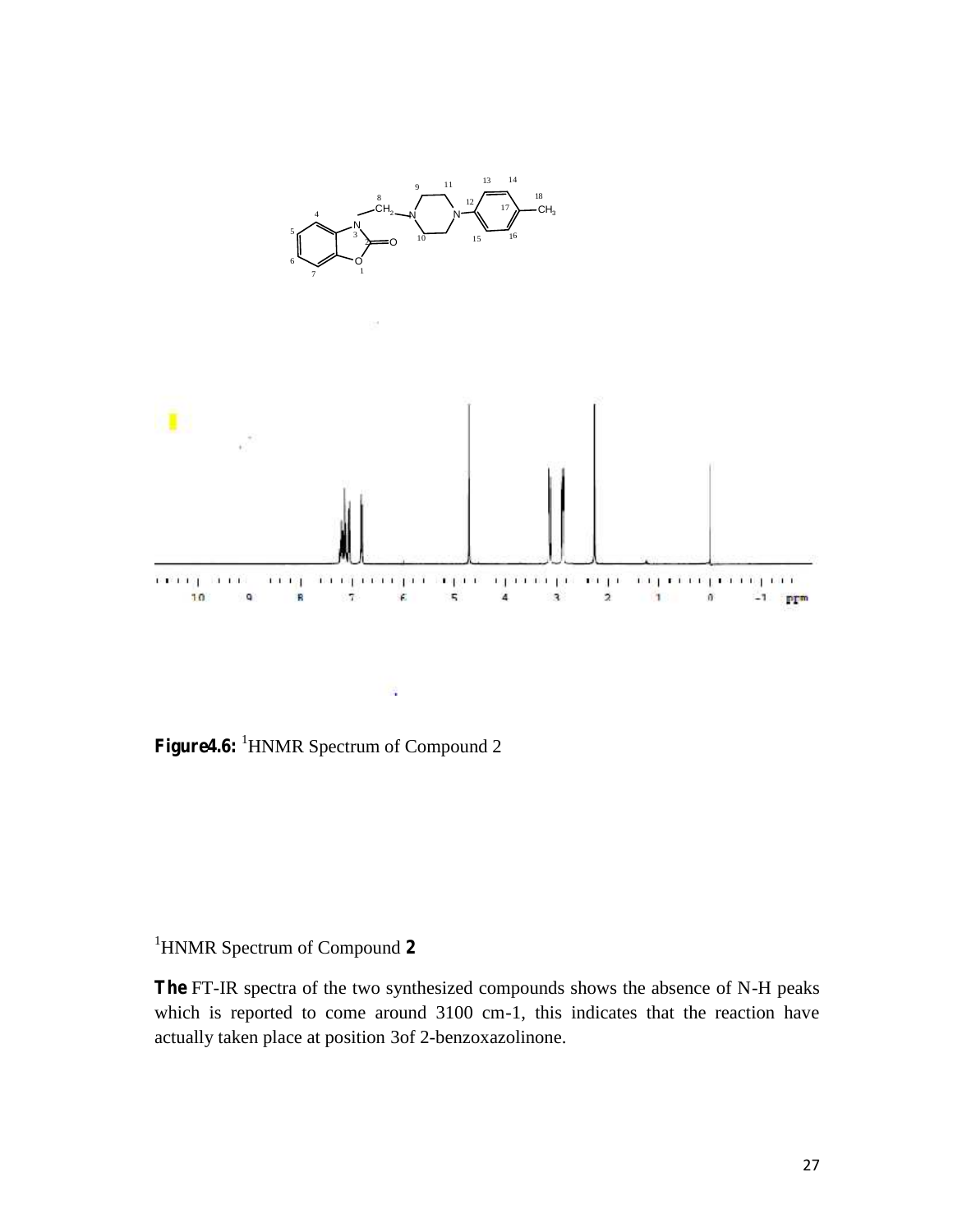**Figure4.6:** [1]HNMR Spectrum of Compound 2

[1]HNMR Spectrum of Compound **2**

**The** FT-IR spectra of the two synthesized compounds shows the absence of N-H peaks which is reported to come around 3100 cm-1, this indicates that the reaction have actually taken place at position 3of 2-benzoxazolinone.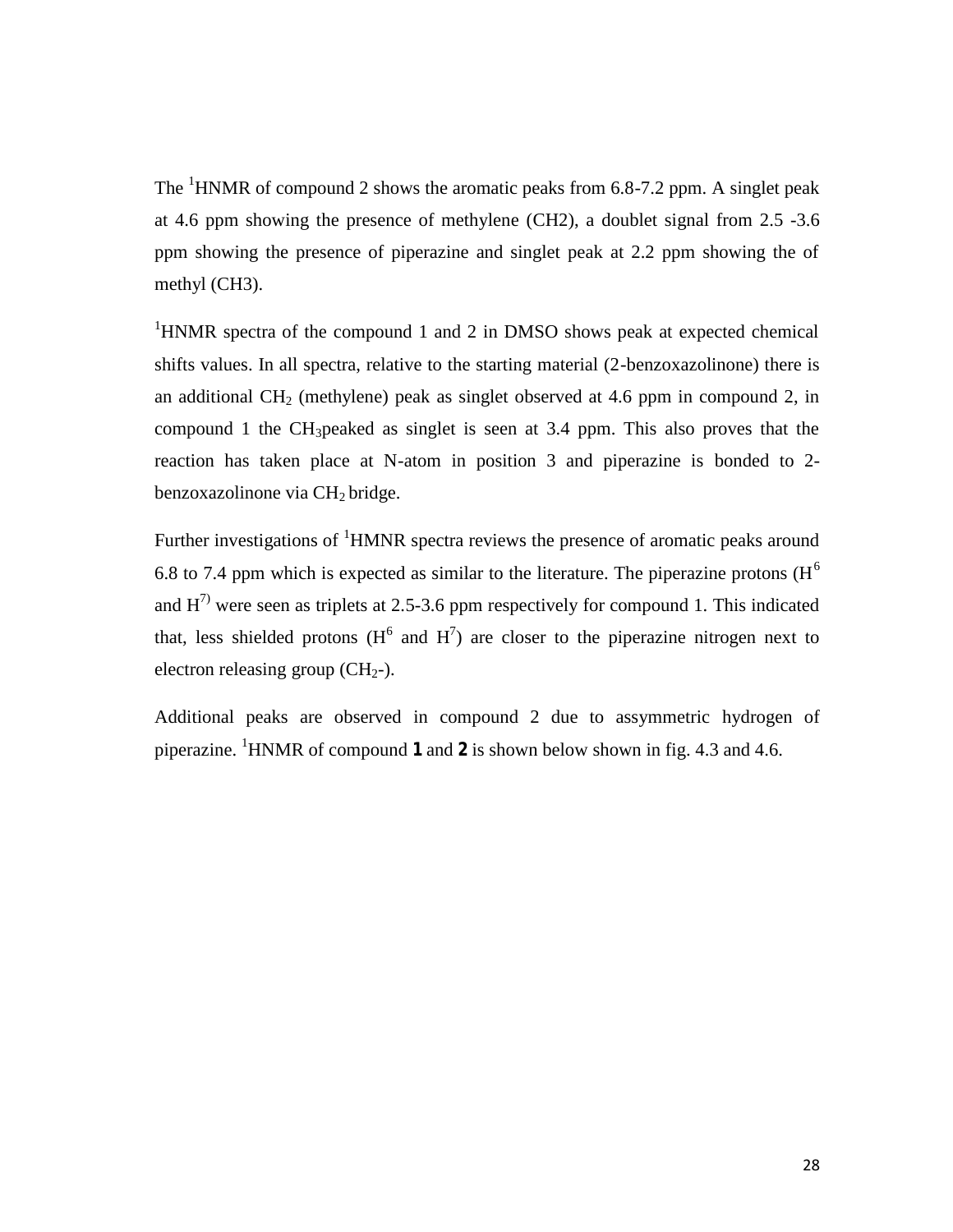The $^{1}$HNMR of compound 2 shows the aromatic peaks from 6.8-7.2 ppm. A singlet peak at 4.6 ppm showing the presence of methylene (CH2), a doublet signal from 2.5 -3.6 ppm showing the presence of piperazine and singlet peak at 2.2 ppm showing the of methyl (CH3).

$^{1}$HNMR spectra of the compound 1 and 2 in DMSO shows peak at expected chemical shifts values. In all spectra, relative to the starting material (2-benzoxazolinone) there is an additional $CH_2$ (methylene) peak as singlet observed at 4.6 ppm in compound 2, in compound 1 the $CH_3$peaked as singlet is seen at 3.4 ppm. This also proves that the reaction has taken place at N-atom in position 3 and piperazine is bonded to 2-benzoxazolinone via $CH_2$ bridge.

Further investigations of $^{1}$HMNR spectra reviews the presence of aromatic peaks around 6.8 to 7.4 ppm which is expected as similar to the literature. The piperazine protons ($H^6$ and $H^{7)}$ were seen as triplets at 2.5-3.6 ppm respectively for compound 1. This indicated that, less shielded protons ($H^6$ and $H^7$) are closer to the piperazine nitrogen next to electron releasing group ($CH_2$-).

Additional peaks are observed in compound 2 due to assymmetric hydrogen of piperazine. $^{1}$HNMR of compound **1** and **2** is shown below shown in fig. 4.3 and 4.6.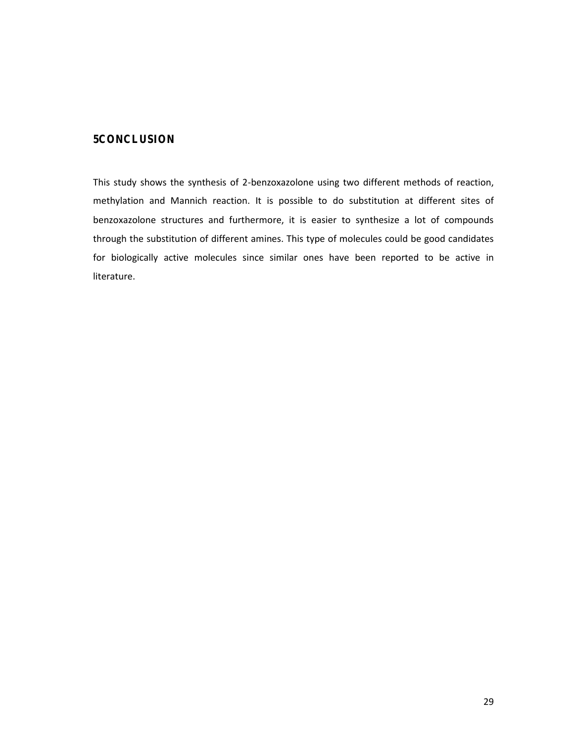# 5 CONCLUSION

This study shows the synthesis of 2-benzoxazolone using two different methods of reaction, methylation and Mannich reaction. It is possible to do substitution at different sites of benzoxazolone structures and furthermore, it is easier to synthesize a lot of compounds through the substitution of different amines. This type of molecules could be good candidates for biologically active molecules since similar ones have been reported to be active in literature.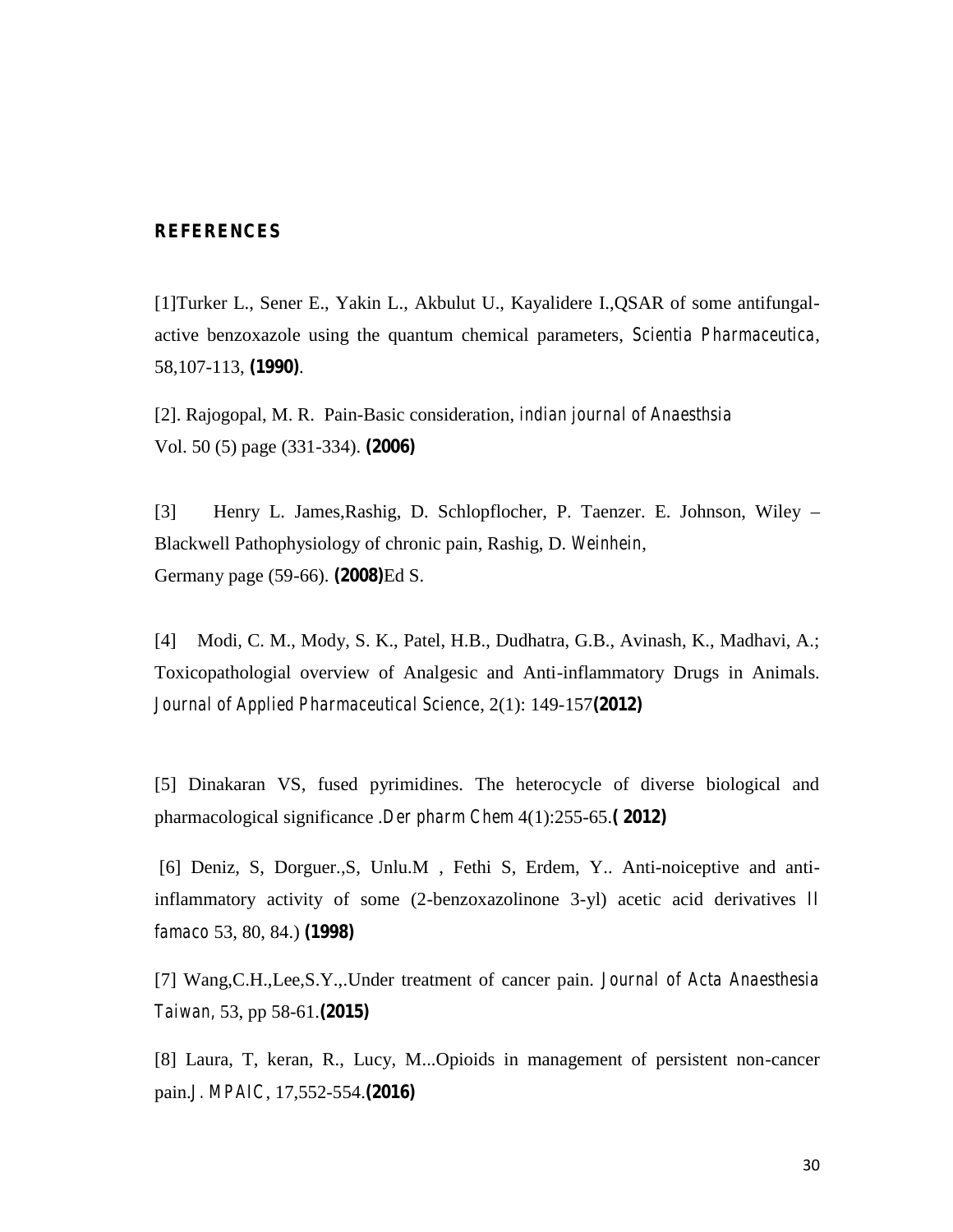## REFERENCES

[1]Turker L., Sener E., Yakin L., Akbulut U., Kayalidere I.,QSAR of some antifungal-active benzoxazole using the quantum chemical parameters, *Scientia Pharmaceutica*, 58,107-113, **(1990)**.

[2]. Rajogopal, M. R. Pain-Basic consideration, *indian journal of Anaesthsia* Vol. 50 (5) page (331-334). **(2006)**

[3] Henry L. James,Rashig, D. Schlopflocher, P. Taenzer. E. Johnson, Wiley – Blackwell Pathophysiology of chronic pain, Rashig, D. *Weinhein*, Germany page (59-66). **(2008)**Ed S.

[4] Modi, C. M., Mody, S. K., Patel, H.B., Dudhatra, G.B., Avinash, K., Madhavi, A.; Toxicopathologial overview of Analgesic and Anti-inflammatory Drugs in Animals. *Journal of Applied Pharmaceutical Science*, 2(1): 149-157**(2012)**

[5] Dinakaran VS, fused pyrimidines. The heterocycle of diverse biological and pharmacological significance .*Der pharm Chem* 4(1):255-65.**( 2012)**

[6] Deniz, S, Dorguer.,S, Unlu.M , Fethi S, Erdem, Y.. Anti-noiceptive and anti-inflammatory activity of some (2-benzoxazolinone 3-yl) acetic acid derivatives *Il famaco* 53, 80, 84.) **(1998)**

[7] Wang,C.H.,Lee,S.Y.,.Under treatment of cancer pain. *Journal of Acta Anaesthesia Taiwan*, 53, pp 58-61.**(2015)**

[8] Laura, T, keran, R., Lucy, M...Opioids in management of persistent non-cancer pain.*J. MPAIC*, 17,552-554.**(2016)**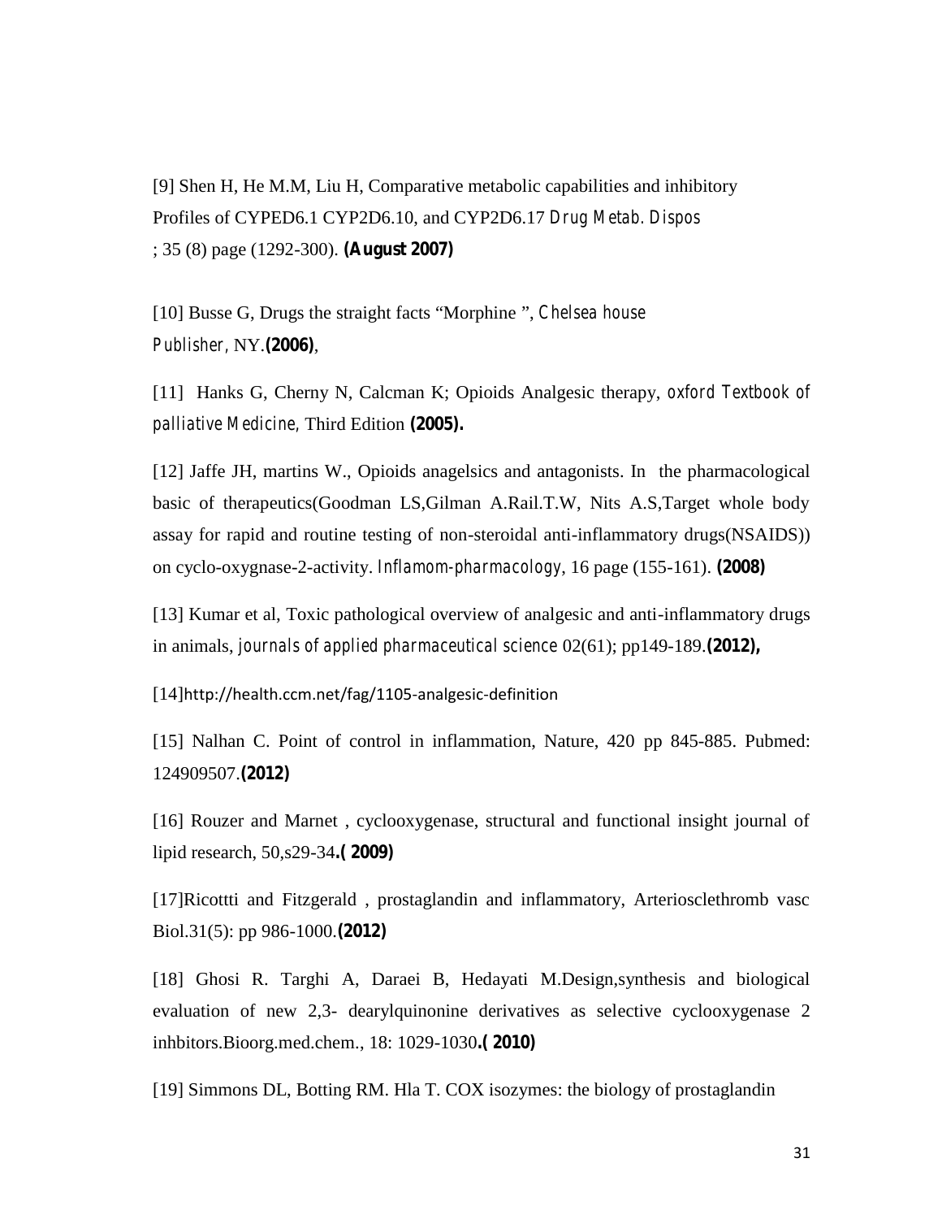[9] Shen H, He M.M, Liu H, Comparative metabolic capabilities and inhibitory Profiles of CYPED6.1 CYP2D6.10, and CYP2D6.17 *Drug Metab. Dispos* ; 35 (8) page (1292-300). **(August 2007)**

[10] Busse G, Drugs the straight facts "Morphine ", *Chelsea house Publisher,* NY.**(2006)**,

[11] Hanks G, Cherny N, Calcman K; Opioids Analgesic therapy, *oxford Textbook of palliative Medicine,* Third Edition **(2005).**

[12] Jaffe JH, martins W., Opioids anagelsics and antagonists. In the pharmacological basic of therapeutics(Goodman LS,Gilman A.Rail.T.W, Nits A.S,Target whole body assay for rapid and routine testing of non-steroidal anti-inflammatory drugs(NSAIDS)) on cyclo-oxygnase-2-activity. *Inflamom-pharmacology*, 16 page (155-161). **(2008)**

[13] Kumar et al, Toxic pathological overview of analgesic and anti-inflammatory drugs in animals, *journals of applied pharmaceutical science* 02(61); pp149-189.**(2012),**

[14]http://health.ccm.net/fag/1105-analgesic-definition

[15] Nalhan C. Point of control in inflammation, Nature, 420 pp 845-885. Pubmed: 124909507.**(2012)**

[16] Rouzer and Marnet , cyclooxygenase, structural and functional insight journal of lipid research, 50,s29-34**.( 2009)**

[17]Ricottti and Fitzgerald , prostaglandin and inflammatory, Arterioscléthromb vasc Biol.31(5): pp 986-1000.**(2012)**

[18] Ghosi R. Targhi A, Daraei B, Hedayati M.Design,synthesis and biological evaluation of new 2,3- dearylquinonine derivatives as selective cyclooxygenase 2 inhbitors.Bioorg.med.chem., 18: 1029-1030**.( 2010)**

[19] Simmons DL, Botting RM. Hla T. COX isozymes: the biology of prostaglandin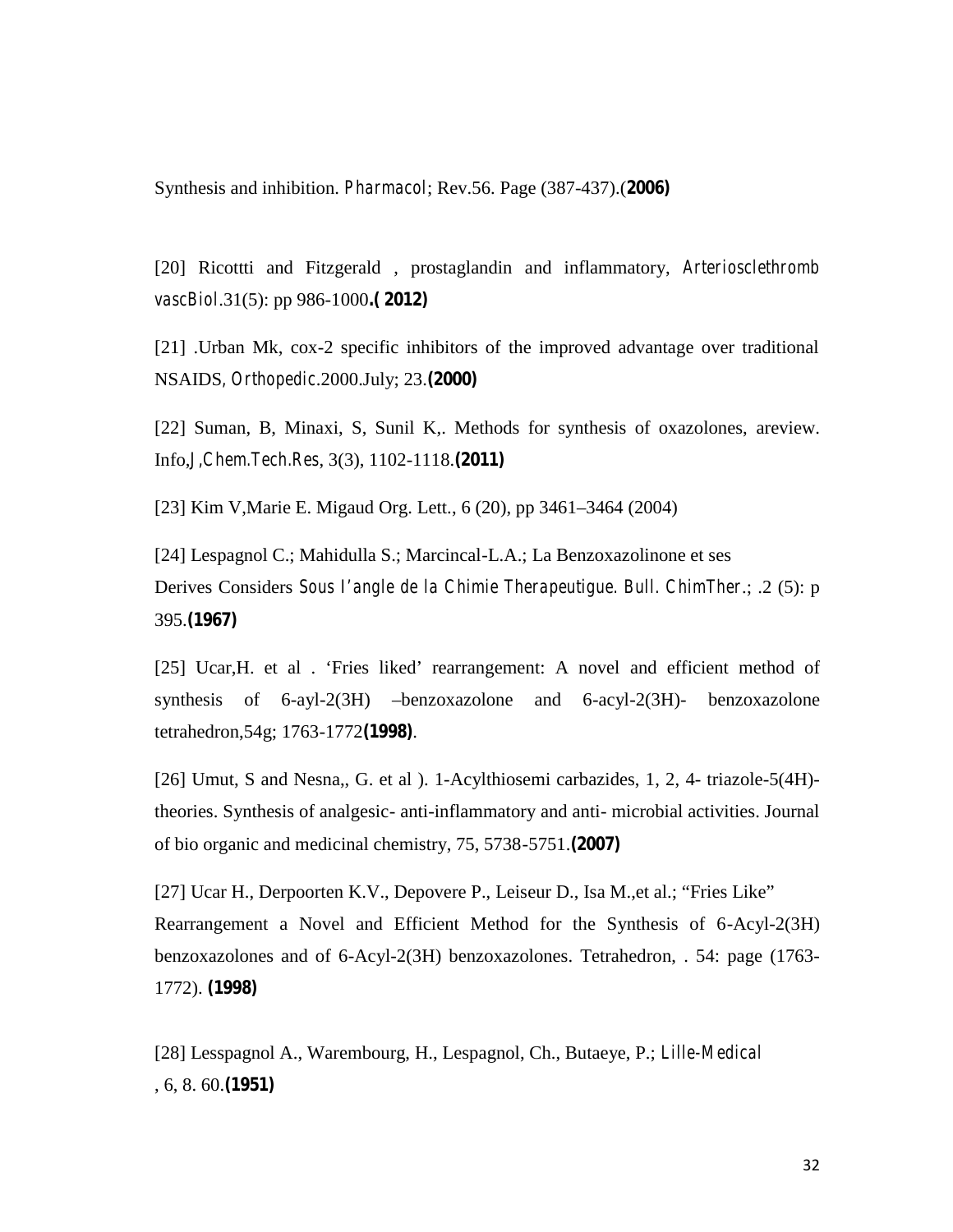Synthesis and inhibition. *Pharmacol*; Rev.56. Page (387-437).(**2006)**

[20] Ricottti and Fitzgerald , prostaglandin and inflammatory, *Arteriosclethromb vascBiol*.31(5): pp 986-1000**.( 2012)**

[21] .Urban Mk, cox-2 specific inhibitors of the improved advantage over traditional NSAIDS, *Orthopedic*.2000.July; 23.**(2000)**

[22] Suman, B, Minaxi, S, Sunil K,. Methods for synthesis of oxazolones, areview. Info,*J,Chem.Tech.Res*, 3(3), 1102-1118.**(2011)**

[23] Kim V,Marie E. Migaud Org. Lett., 6 (20), pp 3461–3464 (2004)

[24] Lespagnol C.; Mahidulla S.; Marcincal-L.A.; La Benzoxazolinone et ses Derives Considers *Sous l'angle de la Chimie Therapeutigue. Bull. ChimTher*.; .2 (5): p 395.**(1967)**

[25] Ucar,H. et al . 'Fries liked' rearrangement: A novel and efficient method of synthesis of 6-ayl-2(3H) –benzoxazolone and 6-acyl-2(3H)- benzoxazolone tetrahedron,54g; 1763-1772**(1998)**.

[26] Umut, S and Nesna,, G. et al ). 1-Acylthiosemi carbazides, 1, 2, 4- triazole-5(4H)-theories. Synthesis of analgesic- anti-inflammatory and anti- microbial activities. Journal of bio organic and medicinal chemistry, 75, 5738-5751.**(2007)**

[27] Ucar H., Derpoorten K.V., Depovere P., Leiseur D., Isa M.,et al.; "Fries Like" Rearrangement a Novel and Efficient Method for the Synthesis of 6-Acyl-2(3H) benzoxazolones and of 6-Acyl-2(3H) benzoxazolones. Tetrahedron, . 54: page (1763-1772). **(1998)**

[28] Lesspagnol A., Warembourg, H., Lespagnol, Ch., Butaeye, P.; *Lille-Medical* , 6, 8. 60.**(1951)**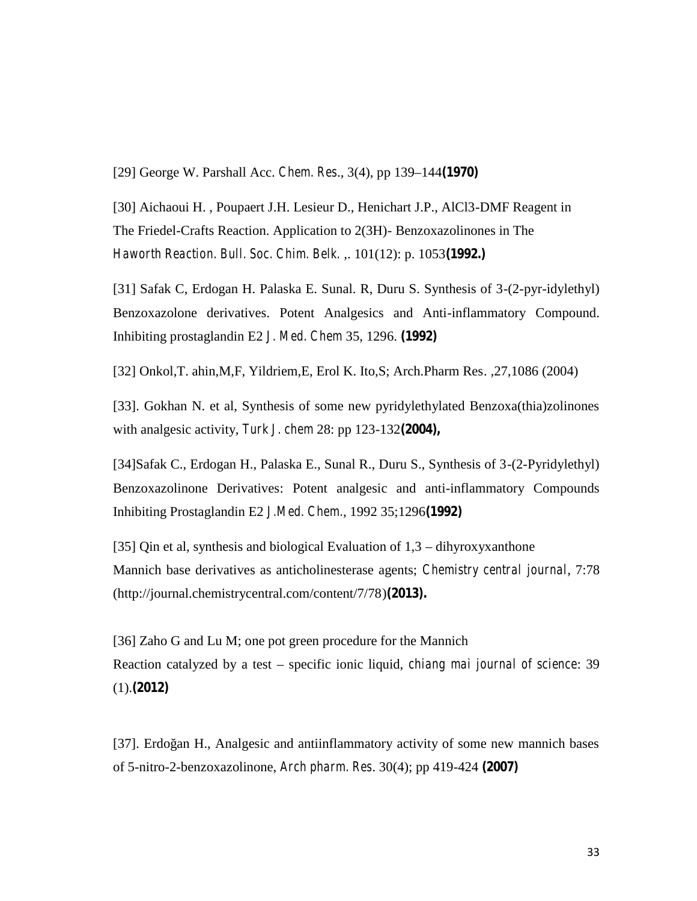[29] George W. Parshall Acc. *Chem. Res*., 3(4), pp 139–144**(1970)**

[30] Aichaoui H. , Poupaert J.H. Lesieur D., Henichart J.P., AlCl3-DMF Reagent in The Friedel-Crafts Reaction. Application to 2(3H)- Benzoxazolinones in The *Haworth Reaction. Bull. Soc. Chim. Belk.* ,. 101(12): p. 1053**(1992.)**

[31] Safak C, Erdogan H. Palaska E. Sunal. R, Duru S. Synthesis of 3-(2-pyr-idylethyl) Benzoxazolone derivatives. Potent Analgesics and Anti-inflammatory Compound. Inhibiting prostaglandin E2 *J. Med. Chem* 35, 1296. **(1992)**

[32] Onkol,T. ahin,M,F, Yildriem,E, Erol K. Ito,S; Arch.Pharm Res. ,27,1086 (2004)

[33]. Gokhan N. et al, Synthesis of some new pyridylethylated Benzoxa(thia)zolinones with analgesic activity, *Turk J. chem* 28: pp 123-132**(2004),**

[34]Safak C., Erdogan H., Palaska E., Sunal R., Duru S., Synthesis of 3-(2-Pyridylethyl) Benzoxazolinone Derivatives: Potent analgesic and anti-inflammatory Compounds Inhibiting Prostaglandin E2 *J.Med. Chem*., 1992 35;1296**(1992)**

[35] Qin et al, synthesis and biological Evaluation of 1,3 – dihyroxyxanthone Mannich base derivatives as anticholinesterase agents; *Chemistry central journal*, 7:78 (http://journal.chemistrycentral.com/content/7/78)**(2013).**

[36] Zaho G and Lu M; one pot green procedure for the Mannich Reaction catalyzed by a test – specific ionic liquid, *chiang mai journal of science*: 39 (1).**(2012)**

[37]. Erdoğan H., Analgesic and antiinflammatory activity of some new mannich bases of 5-nitro-2-benzoxazolinone, *Arch pharm. Res*. 30(4); pp 419-424 **(2007)**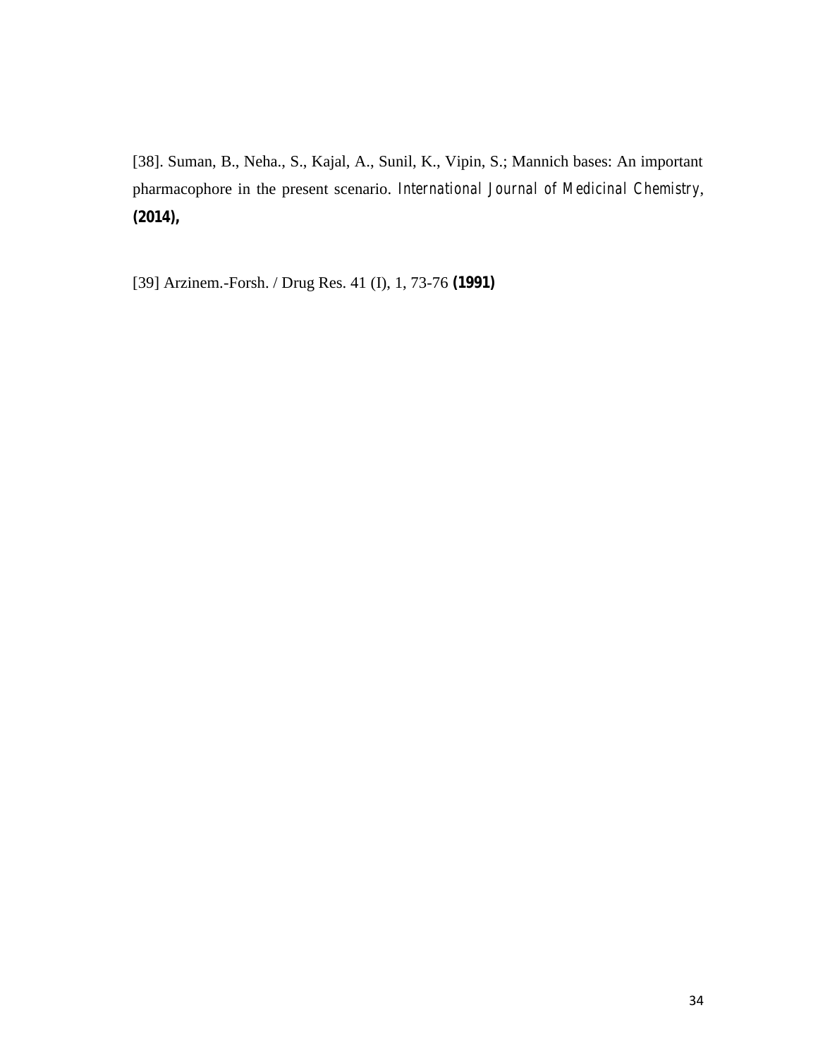[38]. Suman, B., Neha., S., Kajal, A., Sunil, K., Vipin, S.; Mannich bases: An important pharmacophore in the present scenario. *International Journal of Medicinal Chemistry*, **(2014),**

[39] Arzinem.-Forsh. / Drug Res. 41 (I), 1, 73-76 **(1991)**